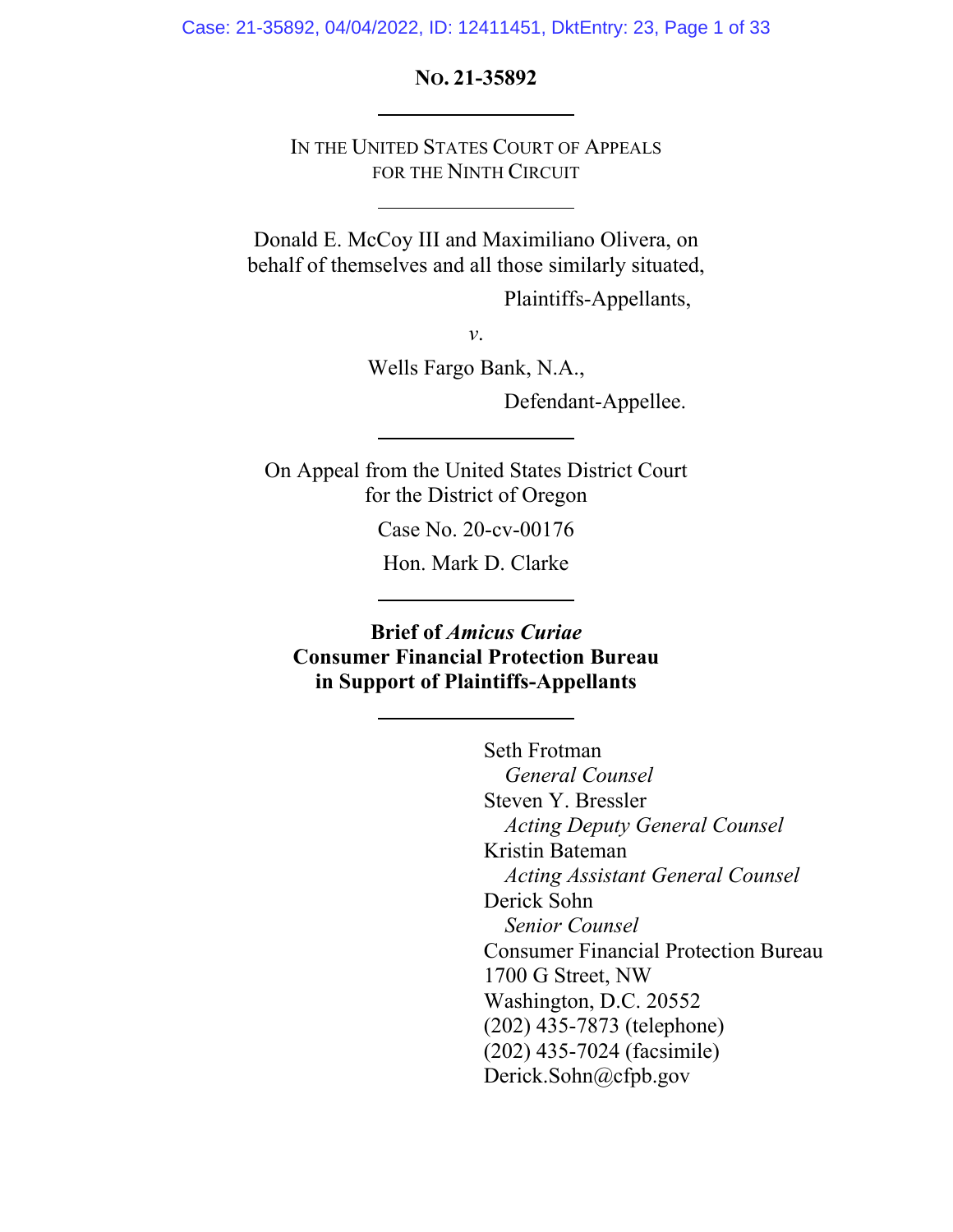**NO. 21-35892**

---

IN THE UNITED STATES COURT OF APPEALS
FOR THE NINTH CIRCUIT

---

Donald E. McCoy III and Maximiliano Olivera, on behalf of themselves and all those similarly situated,

Plaintiffs-Appellants,

*v.*

Wells Fargo Bank, N.A.,

Defendant-Appellee.

---

On Appeal from the United States District Court for the District of Oregon

Case No. 20-cv-00176

Hon. Mark D. Clarke

---

**Brief of *Amicus Curiae* Consumer Financial Protection Bureau in Support of Plaintiffs-Appellants**

---

Seth Frotman
*General Counsel*
Steven Y. Bressler
*Acting Deputy General Counsel*
Kristin Bateman
*Acting Assistant General Counsel*
Derick Sohn
*Senior Counsel*
Consumer Financial Protection Bureau
1700 G Street, NW
Washington, D.C. 20552
(202) 435-7873 (telephone)
(202) 435-7024 (facsimile)
Derick.Sohn@cfpb.gov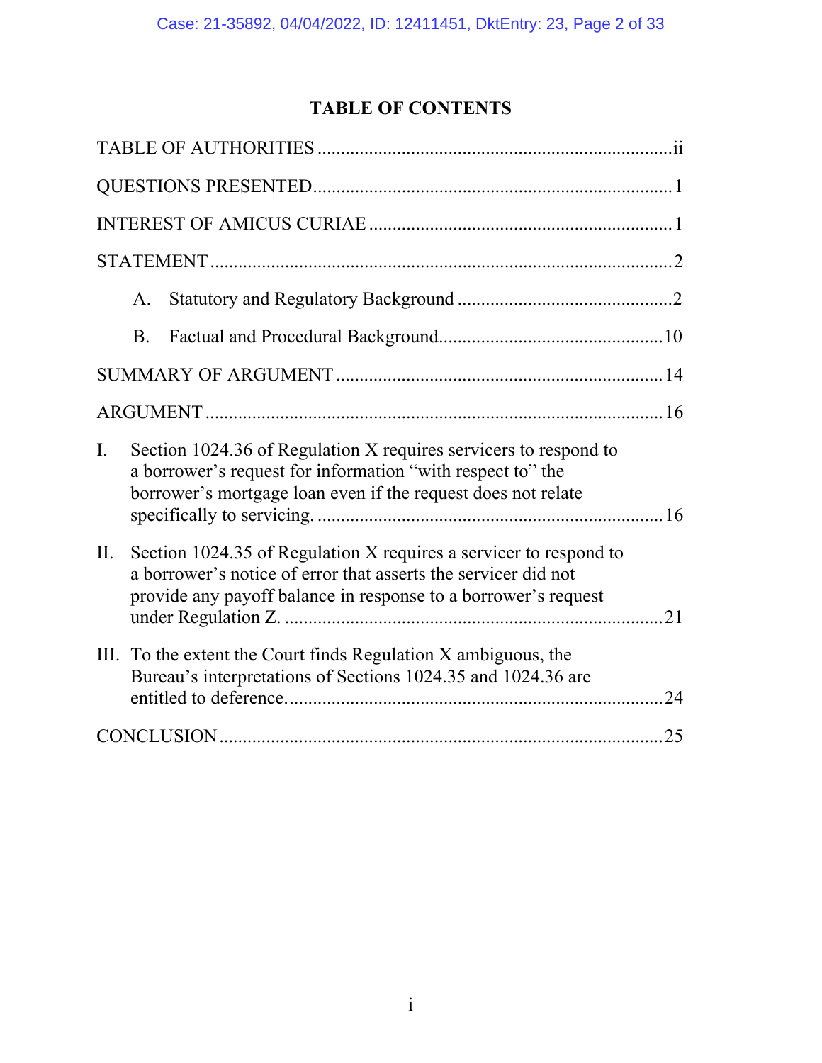# TABLE OF CONTENTS

TABLE OF AUTHORITIES ........................................................................ ii

QUESTIONS PRESENTED ........................................................................ 1

INTEREST OF AMICUS CURIAE ............................................................. 1

STATEMENT ........................................................................................... 2

- A. Statutory and Regulatory Background ........................................... 2
- B. Factual and Procedural Background ............................................. 10

SUMMARY OF ARGUMENT ................................................................. 14

ARGUMENT .......................................................................................... 16

I. Section 1024.36 of Regulation X requires servicers to respond to a borrower's request for information "with respect to" the borrower's mortgage loan even if the request does not relate specifically to servicing. ........................................................................ 16

II. Section 1024.35 of Regulation X requires a servicer to respond to a borrower's notice of error that asserts the servicer did not provide any payoff balance in response to a borrower's request under Regulation Z. .................................................................. 21

III. To the extent the Court finds Regulation X ambiguous, the Bureau's interpretations of Sections 1024.35 and 1024.36 are entitled to deference. ............................................................................ 24

CONCLUSION ....................................................................................... 25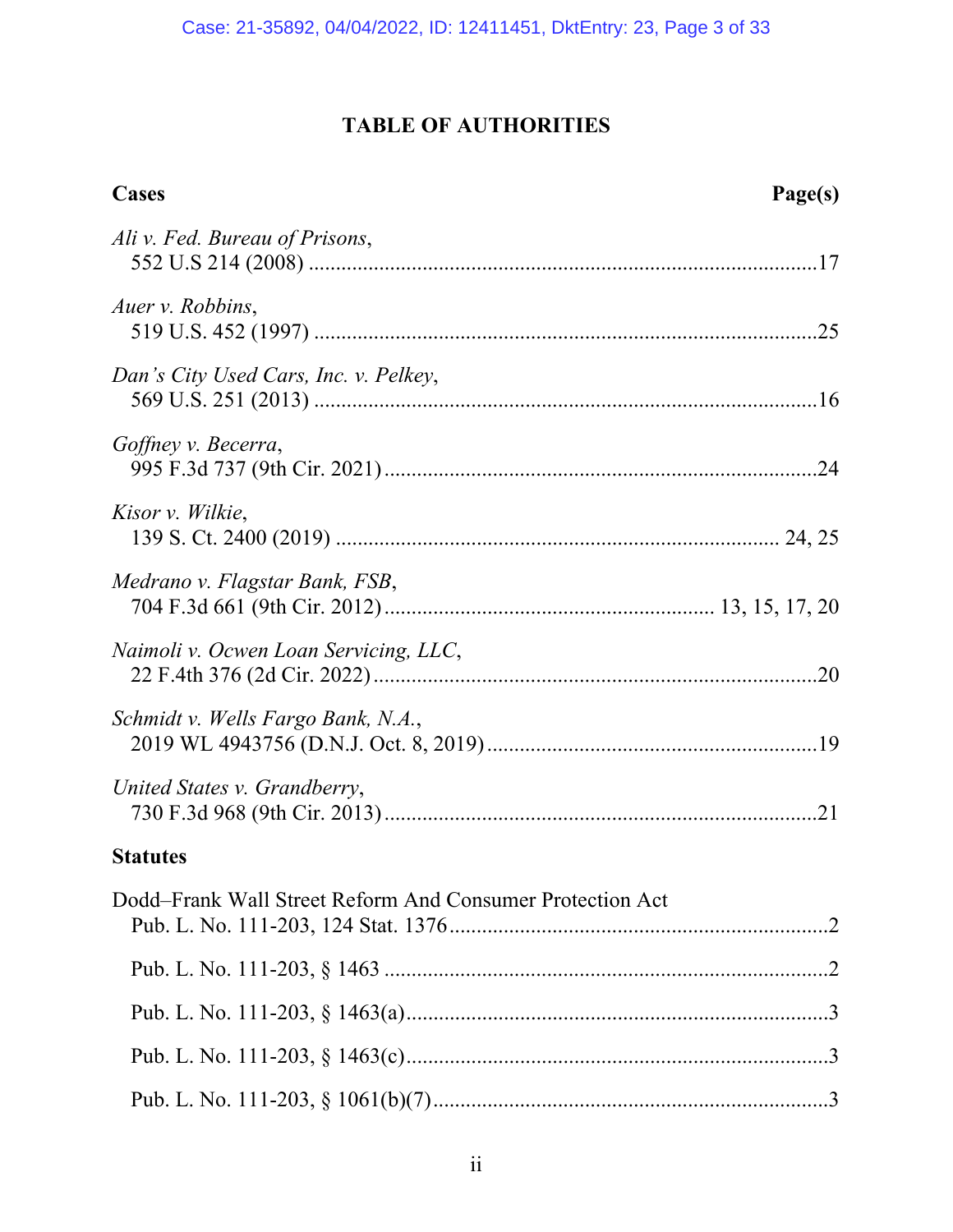# TABLE OF AUTHORITIES

**Cases** **Page(s)**

*Ali v. Fed. Bureau of Prisons*,
552 U.S 214 (2008) ....................................................................................17

*Auer v. Robbins*,
519 U.S. 452 (1997) ....................................................................................25

*Dan's City Used Cars, Inc. v. Pelkey*,
569 U.S. 251 (2013) ....................................................................................16

*Goffney v. Becerra*,
995 F.3d 737 (9th Cir. 2021) ......................................................................24

*Kisor v. Wilkie*,
139 S. Ct. 2400 (2019) ........................................................................ 24, 25

*Medrano v. Flagstar Bank, FSB*,
704 F.3d 661 (9th Cir. 2012) ................................................... 13, 15, 17, 20

*Naimoli v. Ocwen Loan Servicing, LLC*,
22 F.4th 376 (2d Cir. 2022) ........................................................................20

*Schmidt v. Wells Fargo Bank, N.A.*,
2019 WL 4943756 (D.N.J. Oct. 8, 2019) ...................................................19

*United States v. Grandberry*,
730 F.3d 968 (9th Cir. 2013) ......................................................................21

**Statutes**

Dodd–Frank Wall Street Reform And Consumer Protection Act
Pub. L. No. 111-203, 124 Stat. 1376 ............................................................2

Pub. L. No. 111-203, § 1463 ........................................................................2

Pub. L. No. 111-203, § 1463(a) ....................................................................3

Pub. L. No. 111-203, § 1463(c) ....................................................................3

Pub. L. No. 111-203, § 1061(b)(7) ...............................................................3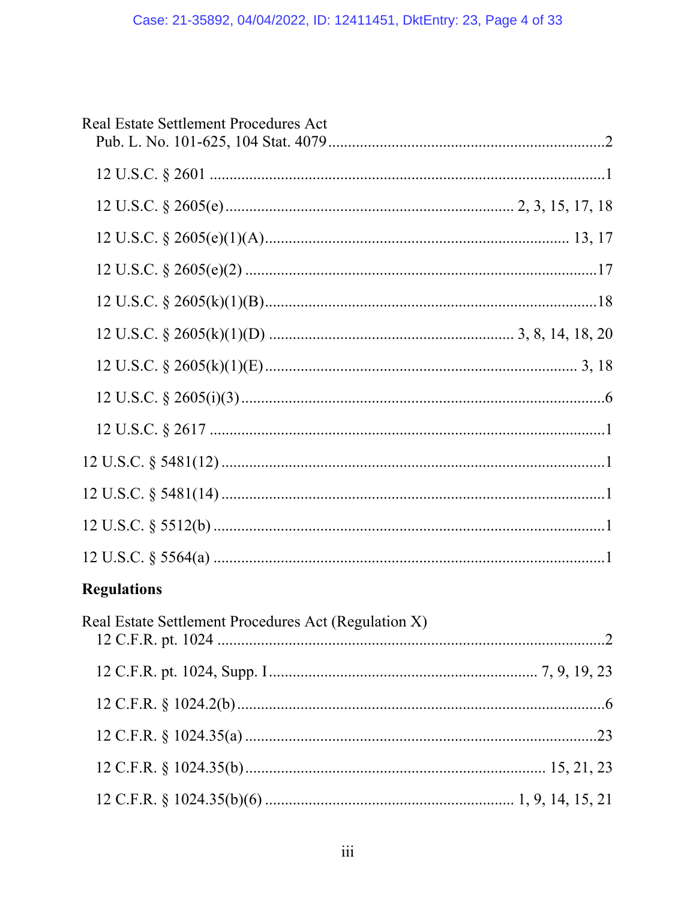Real Estate Settlement Procedures Act
Pub. L. No. 101-625, 104 Stat. 4079 .......................................................................2

12 U.S.C. § 2601 ......................................................................................................1

12 U.S.C. § 2605(e) ......................................................................... 2, 3, 15, 17, 18

12 U.S.C. § 2605(e)(1)(A) ............................................................................. 13, 17

12 U.S.C. § 2605(e)(2) ...........................................................................................17

12 U.S.C. § 2605(k)(1)(B) .......................................................................................18

12 U.S.C. § 2605(k)(1)(D) ............................................................ 3, 8, 14, 18, 20

12 U.S.C. § 2605(k)(1)(E) ................................................................................ 3, 18

12 U.S.C. § 2605(i)(3) ...............................................................................................6

12 U.S.C. § 2617 .....................................................................................................1

12 U.S.C. § 5481(12) ....................................................................................................1

12 U.S.C. § 5481(14) ....................................................................................................1

12 U.S.C. § 5512(b) ......................................................................................................1

12 U.S.C. § 5564(a) ......................................................................................................1

**Regulations**

Real Estate Settlement Procedures Act (Regulation X)
12 C.F.R. pt. 1024 .......................................................................................................2

12 C.F.R. pt. 1024, Supp. I ........................................................................ 7, 9, 19, 23

12 C.F.R. § 1024.2(b) ..................................................................................................6

12 C.F.R. § 1024.35(a) ..............................................................................................23

12 C.F.R. § 1024.35(b) ...................................................................................... 15, 21, 23

12 C.F.R. § 1024.35(b)(6) ...................................................................... 1, 9, 14, 15, 21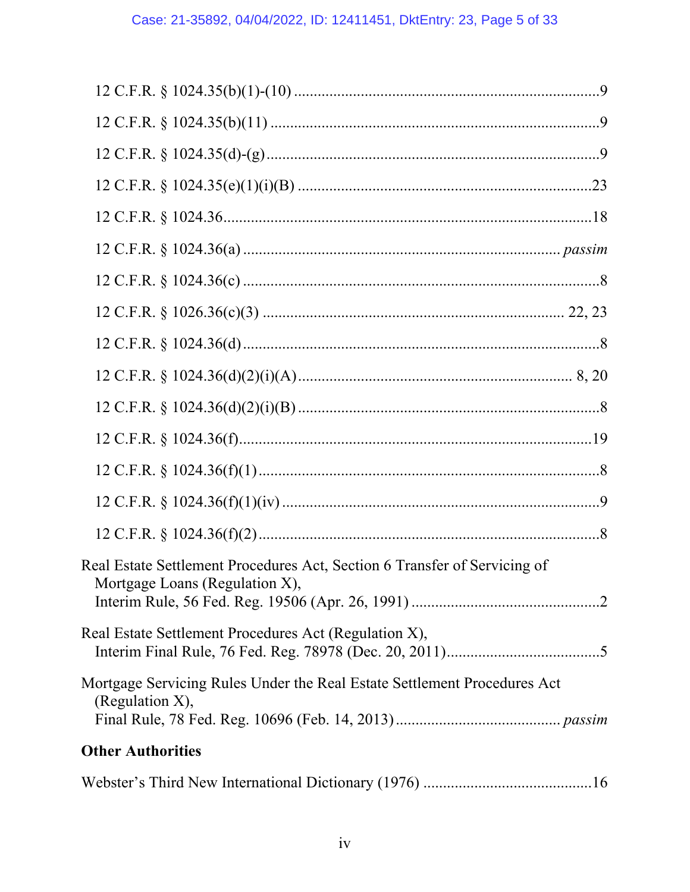12 C.F.R. § 1024.35(b)(1)-(10) ........................................................................9

12 C.F.R. § 1024.35(b)(11) ...............................................................................9

12 C.F.R. § 1024.35(d)-(g) ...............................................................................9

12 C.F.R. § 1024.35(e)(1)(i)(B) ......................................................................23

12 C.F.R. § 1024.36.........................................................................................18

12 C.F.R. § 1024.36(a) ............................................................................ *passim*

12 C.F.R. § 1024.36(c) ......................................................................................8

12 C.F.R. § 1026.36(c)(3) ......................................................................... 22, 23

12 C.F.R. § 1024.36(d) ......................................................................................8

12 C.F.R. § 1024.36(d)(2)(i)(A) ................................................................. 8, 20

12 C.F.R. § 1024.36(d)(2)(i)(B) ........................................................................8

12 C.F.R. § 1024.36(f)......................................................................................19

12 C.F.R. § 1024.36(f)(1) ..................................................................................8

12 C.F.R. § 1024.36(f)(1)(iv) .............................................................................9

12 C.F.R. § 1024.36(f)(2) ..................................................................................8

Real Estate Settlement Procedures Act, Section 6 Transfer of Servicing of Mortgage Loans (Regulation X), Interim Rule, 56 Fed. Reg. 19506 (Apr. 26, 1991) ...............................................2

Real Estate Settlement Procedures Act (Regulation X), Interim Final Rule, 76 Fed. Reg. 78978 (Dec. 20, 2011).......................................5

Mortgage Servicing Rules Under the Real Estate Settlement Procedures Act (Regulation X), Final Rule, 78 Fed. Reg. 10696 (Feb. 14, 2013) ........................................ *passim*

**Other Authorities**

Webster's Third New International Dictionary (1976) ..........................................16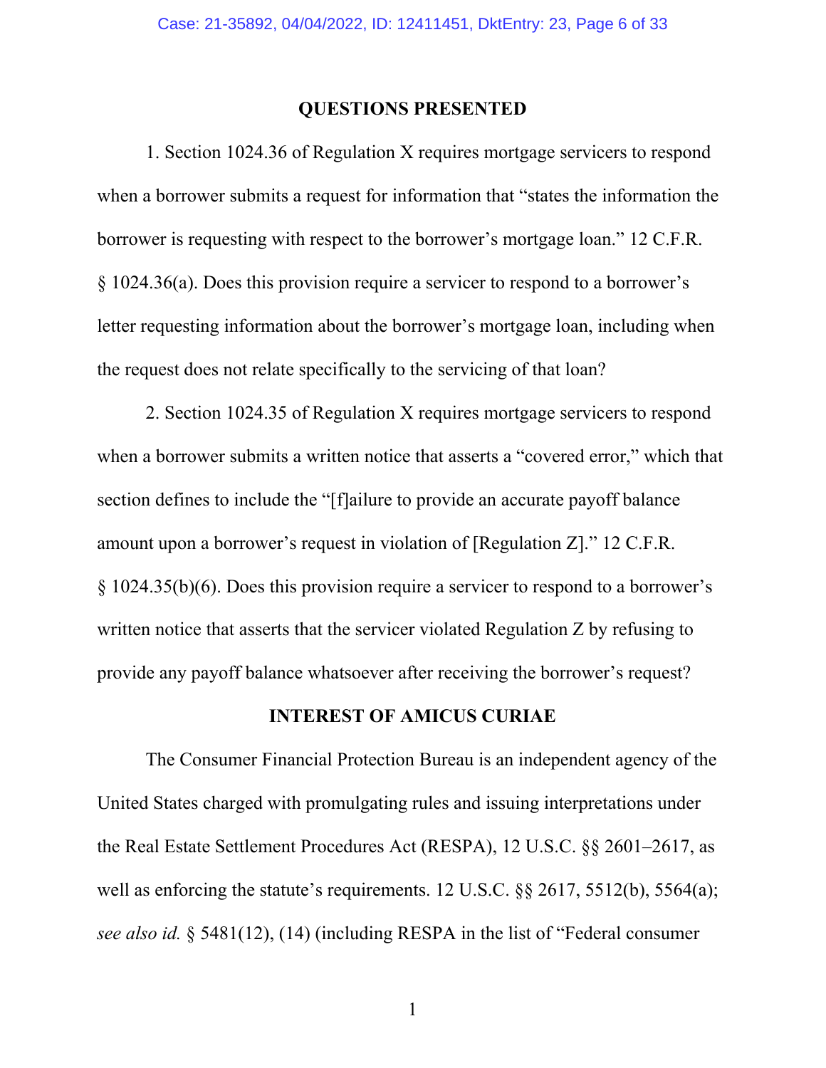## QUESTIONS PRESENTED

1. Section 1024.36 of Regulation X requires mortgage servicers to respond when a borrower submits a request for information that "states the information the borrower is requesting with respect to the borrower's mortgage loan." 12 C.F.R. § 1024.36(a). Does this provision require a servicer to respond to a borrower's letter requesting information about the borrower's mortgage loan, including when the request does not relate specifically to the servicing of that loan?

2. Section 1024.35 of Regulation X requires mortgage servicers to respond when a borrower submits a written notice that asserts a "covered error," which that section defines to include the "[f]ailure to provide an accurate payoff balance amount upon a borrower's request in violation of [Regulation Z]." 12 C.F.R. § 1024.35(b)(6). Does this provision require a servicer to respond to a borrower's written notice that asserts that the servicer violated Regulation Z by refusing to provide any payoff balance whatsoever after receiving the borrower's request?

## INTEREST OF AMICUS CURIAE

The Consumer Financial Protection Bureau is an independent agency of the United States charged with promulgating rules and issuing interpretations under the Real Estate Settlement Procedures Act (RESPA), 12 U.S.C. §§ 2601–2617, as well as enforcing the statute's requirements. 12 U.S.C. §§ 2617, 5512(b), 5564(a); *see also id.* § 5481(12), (14) (including RESPA in the list of "Federal consumer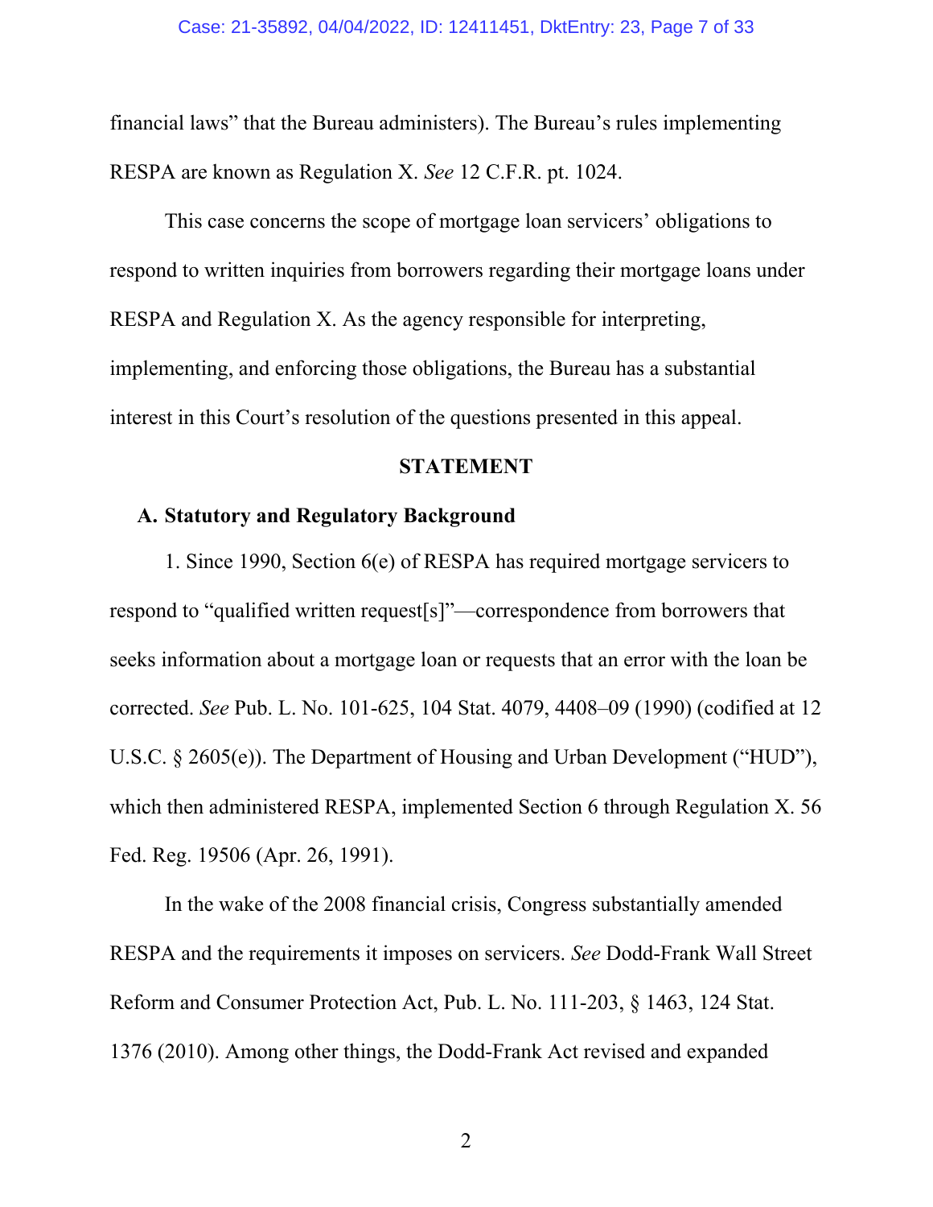financial laws" that the Bureau administers). The Bureau's rules implementing RESPA are known as Regulation X. *See* 12 C.F.R. pt. 1024.

This case concerns the scope of mortgage loan servicers' obligations to respond to written inquiries from borrowers regarding their mortgage loans under RESPA and Regulation X. As the agency responsible for interpreting, implementing, and enforcing those obligations, the Bureau has a substantial interest in this Court's resolution of the questions presented in this appeal.

## STATEMENT

### A. Statutory and Regulatory Background

1. Since 1990, Section 6(e) of RESPA has required mortgage servicers to respond to "qualified written request[s]"—correspondence from borrowers that seeks information about a mortgage loan or requests that an error with the loan be corrected. *See* Pub. L. No. 101-625, 104 Stat. 4079, 4408–09 (1990) (codified at 12 U.S.C. § 2605(e)). The Department of Housing and Urban Development ("HUD"), which then administered RESPA, implemented Section 6 through Regulation X. 56 Fed. Reg. 19506 (Apr. 26, 1991).

In the wake of the 2008 financial crisis, Congress substantially amended RESPA and the requirements it imposes on servicers. *See* Dodd-Frank Wall Street Reform and Consumer Protection Act, Pub. L. No. 111-203, § 1463, 124 Stat. 1376 (2010). Among other things, the Dodd-Frank Act revised and expanded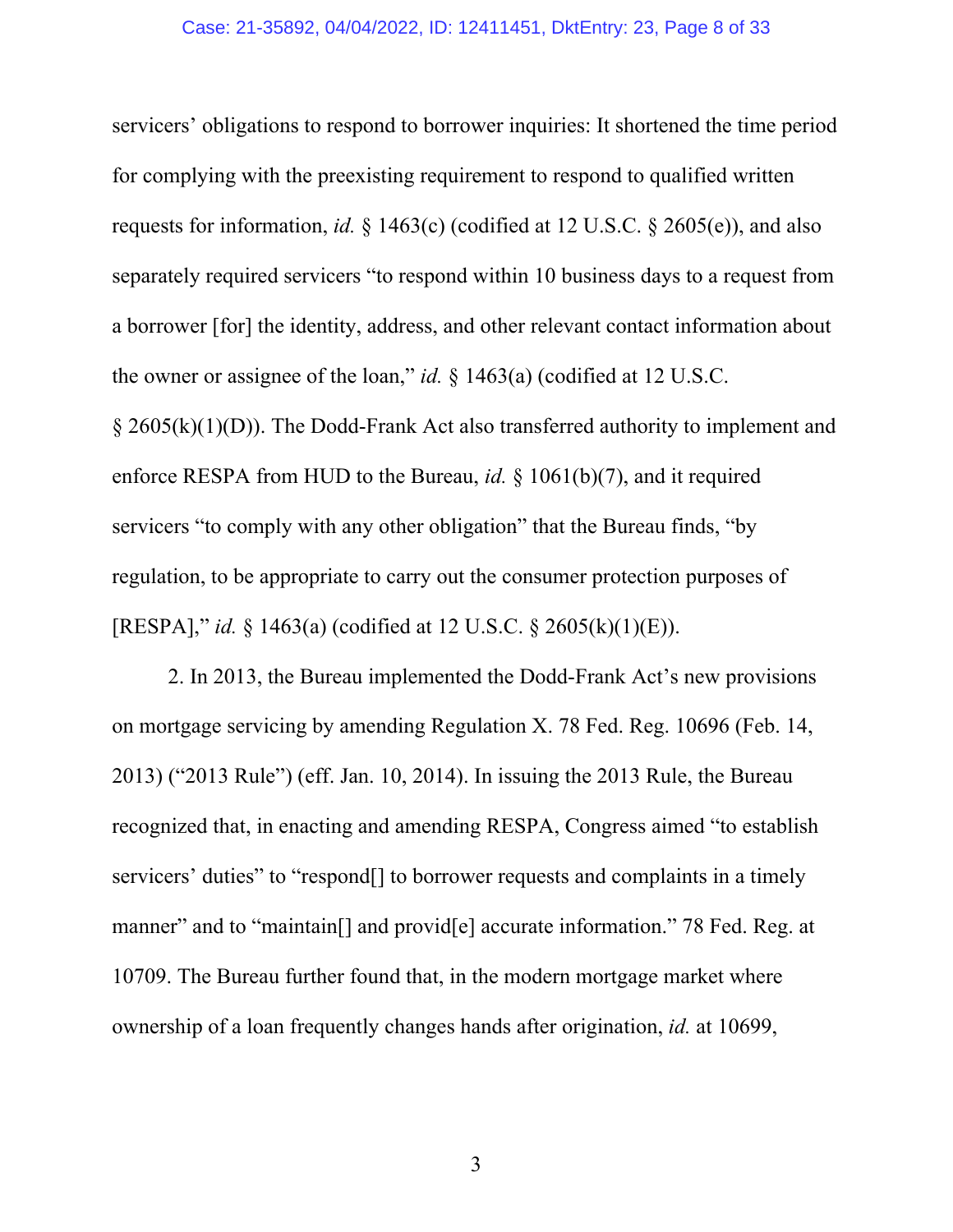servicers' obligations to respond to borrower inquiries: It shortened the time period for complying with the preexisting requirement to respond to qualified written requests for information, *id.* § 1463(c) (codified at 12 U.S.C. § 2605(e)), and also separately required servicers "to respond within 10 business days to a request from a borrower [for] the identity, address, and other relevant contact information about the owner or assignee of the loan," *id.* § 1463(a) (codified at 12 U.S.C. § 2605(k)(1)(D)). The Dodd-Frank Act also transferred authority to implement and enforce RESPA from HUD to the Bureau, *id.* § 1061(b)(7), and it required servicers "to comply with any other obligation" that the Bureau finds, "by regulation, to be appropriate to carry out the consumer protection purposes of [RESPA]," *id.* § 1463(a) (codified at 12 U.S.C. § 2605(k)(1)(E)).

2. In 2013, the Bureau implemented the Dodd-Frank Act's new provisions on mortgage servicing by amending Regulation X. 78 Fed. Reg. 10696 (Feb. 14, 2013) ("2013 Rule") (eff. Jan. 10, 2014). In issuing the 2013 Rule, the Bureau recognized that, in enacting and amending RESPA, Congress aimed "to establish servicers' duties" to "respond[] to borrower requests and complaints in a timely manner" and to "maintain[] and provid[e] accurate information." 78 Fed. Reg. at 10709. The Bureau further found that, in the modern mortgage market where ownership of a loan frequently changes hands after origination, *id.* at 10699,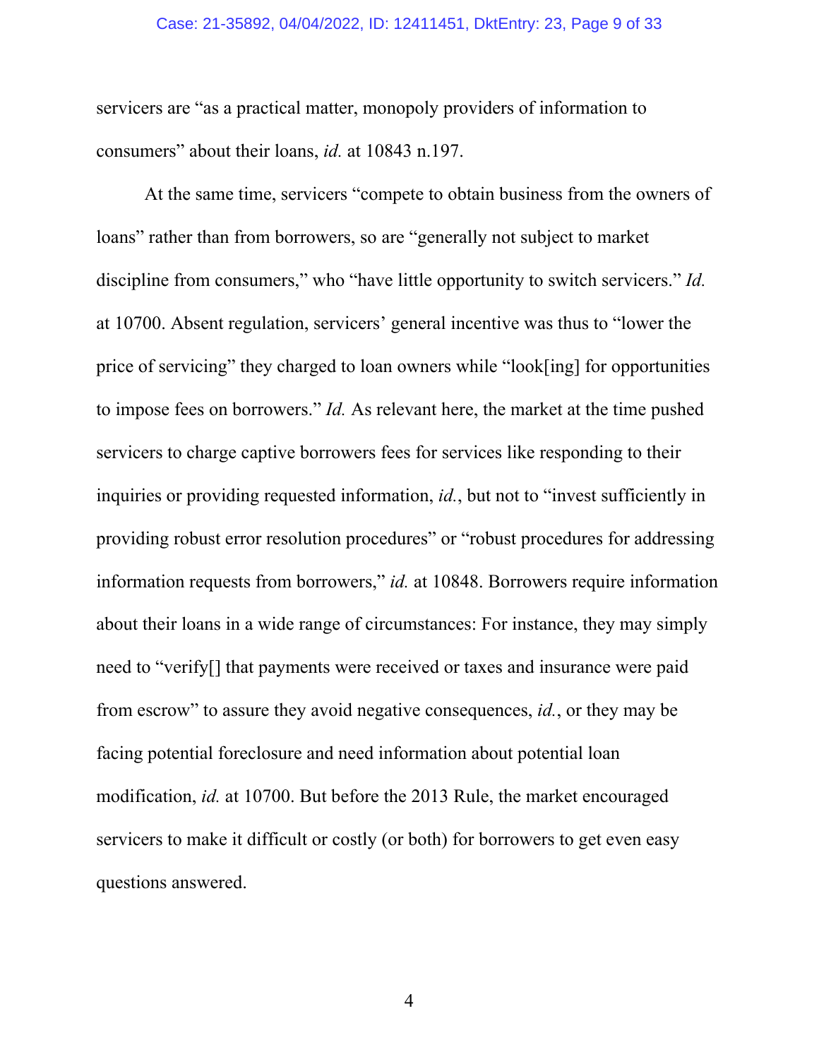servicers are "as a practical matter, monopoly providers of information to consumers" about their loans, *id.* at 10843 n.197.

At the same time, servicers "compete to obtain business from the owners of loans" rather than from borrowers, so are "generally not subject to market discipline from consumers," who "have little opportunity to switch servicers." *Id.* at 10700. Absent regulation, servicers' general incentive was thus to "lower the price of servicing" they charged to loan owners while "look[ing] for opportunities to impose fees on borrowers." *Id.* As relevant here, the market at the time pushed servicers to charge captive borrowers fees for services like responding to their inquiries or providing requested information, *id.*, but not to "invest sufficiently in providing robust error resolution procedures" or "robust procedures for addressing information requests from borrowers," *id.* at 10848. Borrowers require information about their loans in a wide range of circumstances: For instance, they may simply need to "verify[] that payments were received or taxes and insurance were paid from escrow" to assure they avoid negative consequences, *id.*, or they may be facing potential foreclosure and need information about potential loan modification, *id.* at 10700. But before the 2013 Rule, the market encouraged servicers to make it difficult or costly (or both) for borrowers to get even easy questions answered.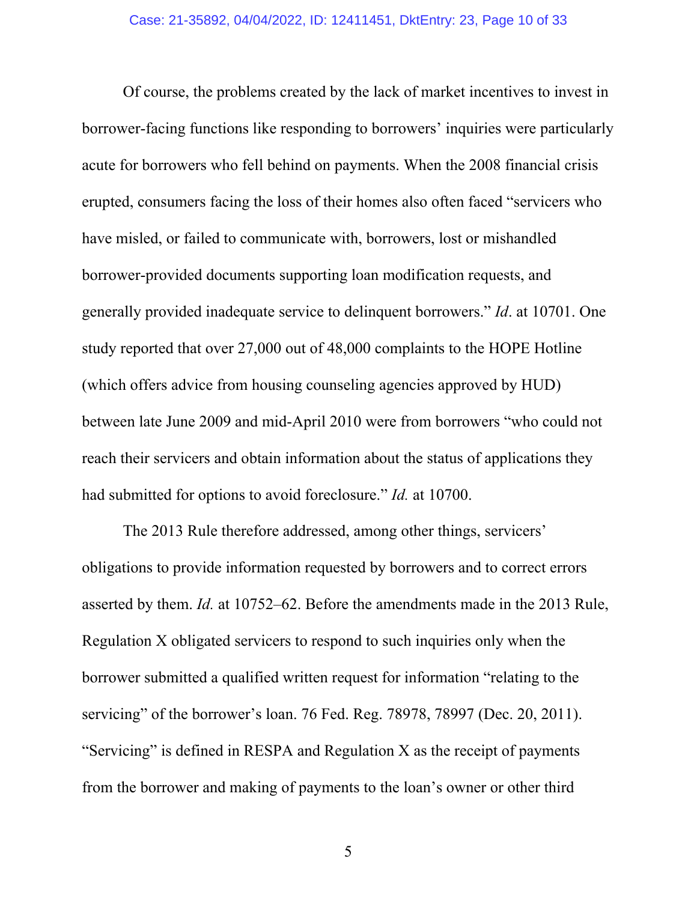Of course, the problems created by the lack of market incentives to invest in borrower-facing functions like responding to borrowers' inquiries were particularly acute for borrowers who fell behind on payments. When the 2008 financial crisis erupted, consumers facing the loss of their homes also often faced "servicers who have misled, or failed to communicate with, borrowers, lost or mishandled borrower-provided documents supporting loan modification requests, and generally provided inadequate service to delinquent borrowers." *Id*. at 10701. One study reported that over 27,000 out of 48,000 complaints to the HOPE Hotline (which offers advice from housing counseling agencies approved by HUD) between late June 2009 and mid-April 2010 were from borrowers "who could not reach their servicers and obtain information about the status of applications they had submitted for options to avoid foreclosure." *Id.* at 10700.

The 2013 Rule therefore addressed, among other things, servicers' obligations to provide information requested by borrowers and to correct errors asserted by them. *Id.* at 10752–62. Before the amendments made in the 2013 Rule, Regulation X obligated servicers to respond to such inquiries only when the borrower submitted a qualified written request for information "relating to the servicing" of the borrower's loan. 76 Fed. Reg. 78978, 78997 (Dec. 20, 2011). "Servicing" is defined in RESPA and Regulation X as the receipt of payments from the borrower and making of payments to the loan's owner or other third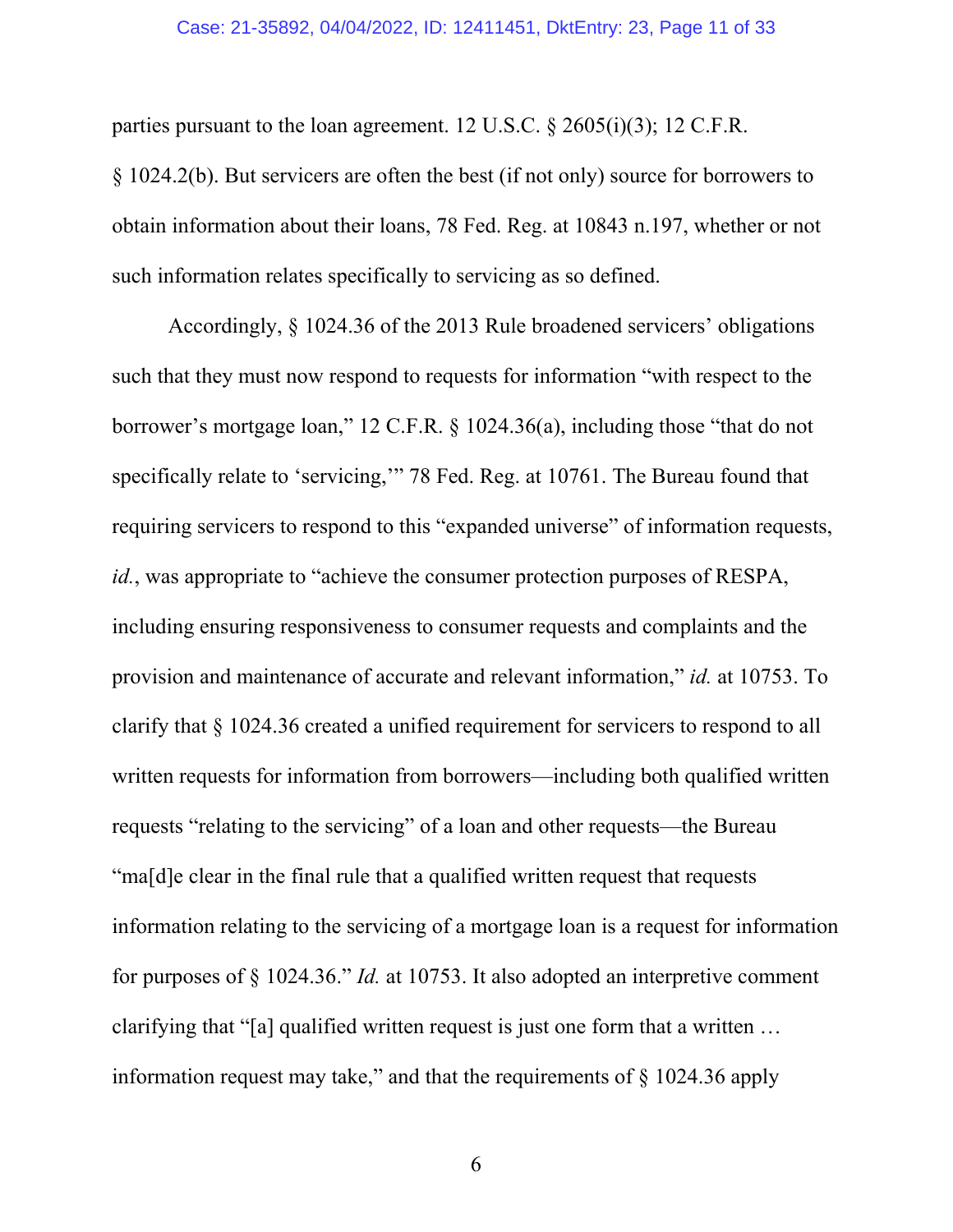parties pursuant to the loan agreement. 12 U.S.C. § 2605(i)(3); 12 C.F.R. § 1024.2(b). But servicers are often the best (if not only) source for borrowers to obtain information about their loans, 78 Fed. Reg. at 10843 n.197, whether or not such information relates specifically to servicing as so defined.

Accordingly, § 1024.36 of the 2013 Rule broadened servicers' obligations such that they must now respond to requests for information "with respect to the borrower's mortgage loan," 12 C.F.R. § 1024.36(a), including those "that do not specifically relate to 'servicing,'" 78 Fed. Reg. at 10761. The Bureau found that requiring servicers to respond to this "expanded universe" of information requests, *id.*, was appropriate to "achieve the consumer protection purposes of RESPA, including ensuring responsiveness to consumer requests and complaints and the provision and maintenance of accurate and relevant information," *id.* at 10753. To clarify that § 1024.36 created a unified requirement for servicers to respond to all written requests for information from borrowers—including both qualified written requests "relating to the servicing" of a loan and other requests—the Bureau "ma[d]e clear in the final rule that a qualified written request that requests information relating to the servicing of a mortgage loan is a request for information for purposes of § 1024.36." *Id.* at 10753. It also adopted an interpretive comment clarifying that "[a] qualified written request is just one form that a written … information request may take," and that the requirements of § 1024.36 apply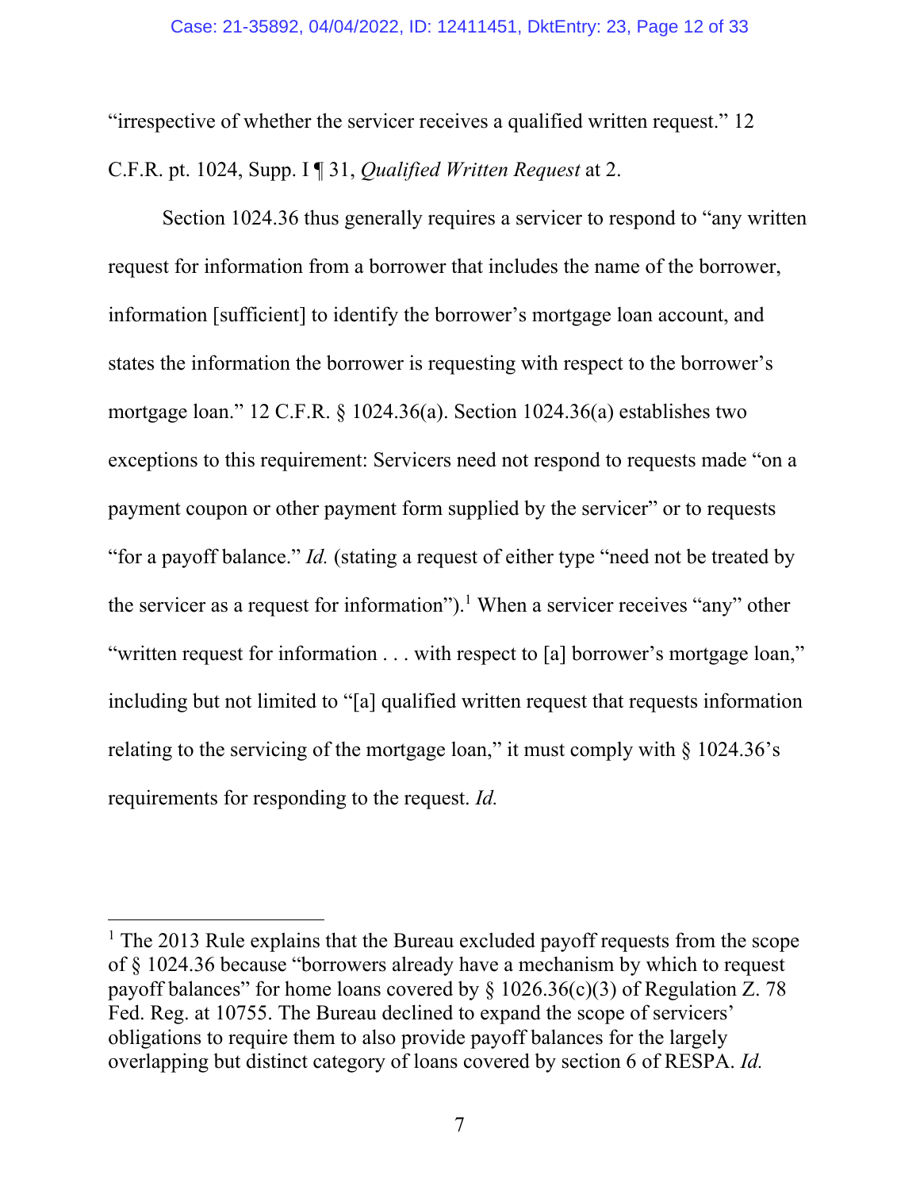"irrespective of whether the servicer receives a qualified written request." 12 C.F.R. pt. 1024, Supp. I ¶ 31, *Qualified Written Request* at 2.

Section 1024.36 thus generally requires a servicer to respond to "any written request for information from a borrower that includes the name of the borrower, information [sufficient] to identify the borrower's mortgage loan account, and states the information the borrower is requesting with respect to the borrower's mortgage loan." 12 C.F.R. § 1024.36(a). Section 1024.36(a) establishes two exceptions to this requirement: Servicers need not respond to requests made "on a payment coupon or other payment form supplied by the servicer" or to requests "for a payoff balance." *Id.* (stating a request of either type "need not be treated by the servicer as a request for information").[1] When a servicer receives "any" other "written request for information . . . with respect to [a] borrower's mortgage loan," including but not limited to "[a] qualified written request that requests information relating to the servicing of the mortgage loan," it must comply with § 1024.36's requirements for responding to the request. *Id.*

---

[1] The 2013 Rule explains that the Bureau excluded payoff requests from the scope of § 1024.36 because "borrowers already have a mechanism by which to request payoff balances" for home loans covered by § 1026.36(c)(3) of Regulation Z. 78 Fed. Reg. at 10755. The Bureau declined to expand the scope of servicers' obligations to require them to also provide payoff balances for the largely overlapping but distinct category of loans covered by section 6 of RESPA. *Id.*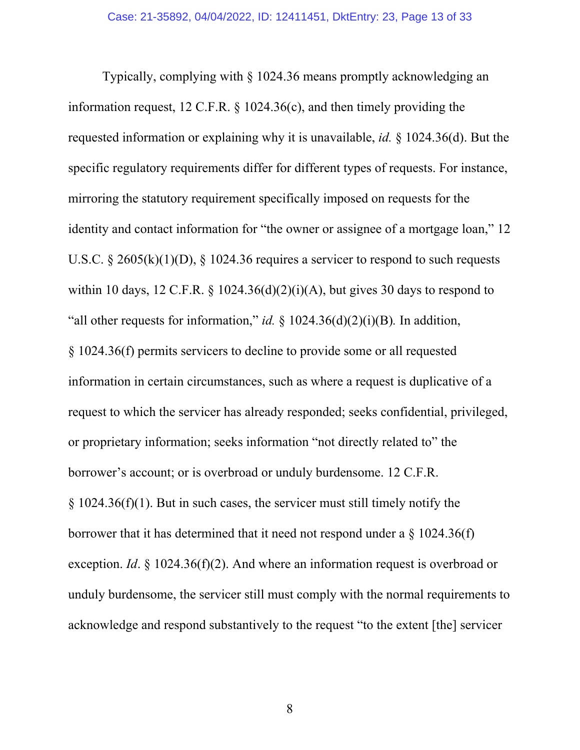Typically, complying with § 1024.36 means promptly acknowledging an information request, 12 C.F.R. § 1024.36(c), and then timely providing the requested information or explaining why it is unavailable, *id.* § 1024.36(d). But the specific regulatory requirements differ for different types of requests. For instance, mirroring the statutory requirement specifically imposed on requests for the identity and contact information for "the owner or assignee of a mortgage loan," 12 U.S.C. § 2605(k)(1)(D), § 1024.36 requires a servicer to respond to such requests within 10 days, 12 C.F.R. § 1024.36(d)(2)(i)(A), but gives 30 days to respond to "all other requests for information," *id.* § 1024.36(d)(2)(i)(B). In addition, § 1024.36(f) permits servicers to decline to provide some or all requested information in certain circumstances, such as where a request is duplicative of a request to which the servicer has already responded; seeks confidential, privileged, or proprietary information; seeks information "not directly related to" the borrower's account; or is overbroad or unduly burdensome. 12 C.F.R. § 1024.36(f)(1). But in such cases, the servicer must still timely notify the borrower that it has determined that it need not respond under a § 1024.36(f) exception. *Id*. § 1024.36(f)(2). And where an information request is overbroad or unduly burdensome, the servicer still must comply with the normal requirements to acknowledge and respond substantively to the request "to the extent [the] servicer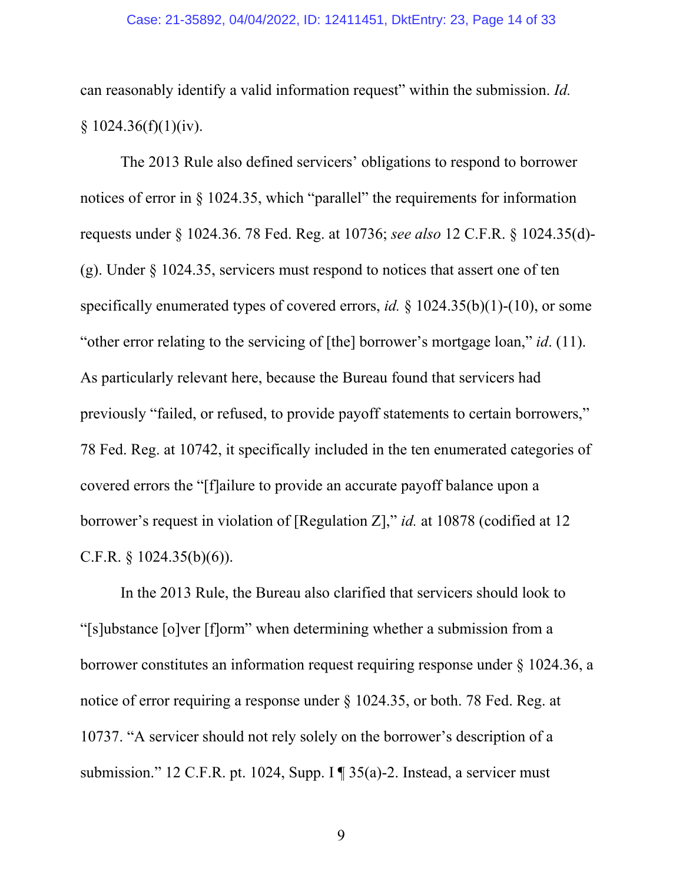can reasonably identify a valid information request" within the submission. *Id.* § 1024.36(f)(1)(iv).

The 2013 Rule also defined servicers' obligations to respond to borrower notices of error in § 1024.35, which "parallel" the requirements for information requests under § 1024.36. 78 Fed. Reg. at 10736; *see also* 12 C.F.R. § 1024.35(d)-(g). Under § 1024.35, servicers must respond to notices that assert one of ten specifically enumerated types of covered errors, *id.* § 1024.35(b)(1)-(10), or some "other error relating to the servicing of [the] borrower's mortgage loan," *id*. (11). As particularly relevant here, because the Bureau found that servicers had previously "failed, or refused, to provide payoff statements to certain borrowers," 78 Fed. Reg. at 10742, it specifically included in the ten enumerated categories of covered errors the "[f]ailure to provide an accurate payoff balance upon a borrower's request in violation of [Regulation Z]," *id.* at 10878 (codified at 12 C.F.R. § 1024.35(b)(6)).

In the 2013 Rule, the Bureau also clarified that servicers should look to "[s]ubstance [o]ver [f]orm" when determining whether a submission from a borrower constitutes an information request requiring response under § 1024.36, a notice of error requiring a response under § 1024.35, or both. 78 Fed. Reg. at 10737. "A servicer should not rely solely on the borrower's description of a submission." 12 C.F.R. pt. 1024, Supp. I ¶ 35(a)-2. Instead, a servicer must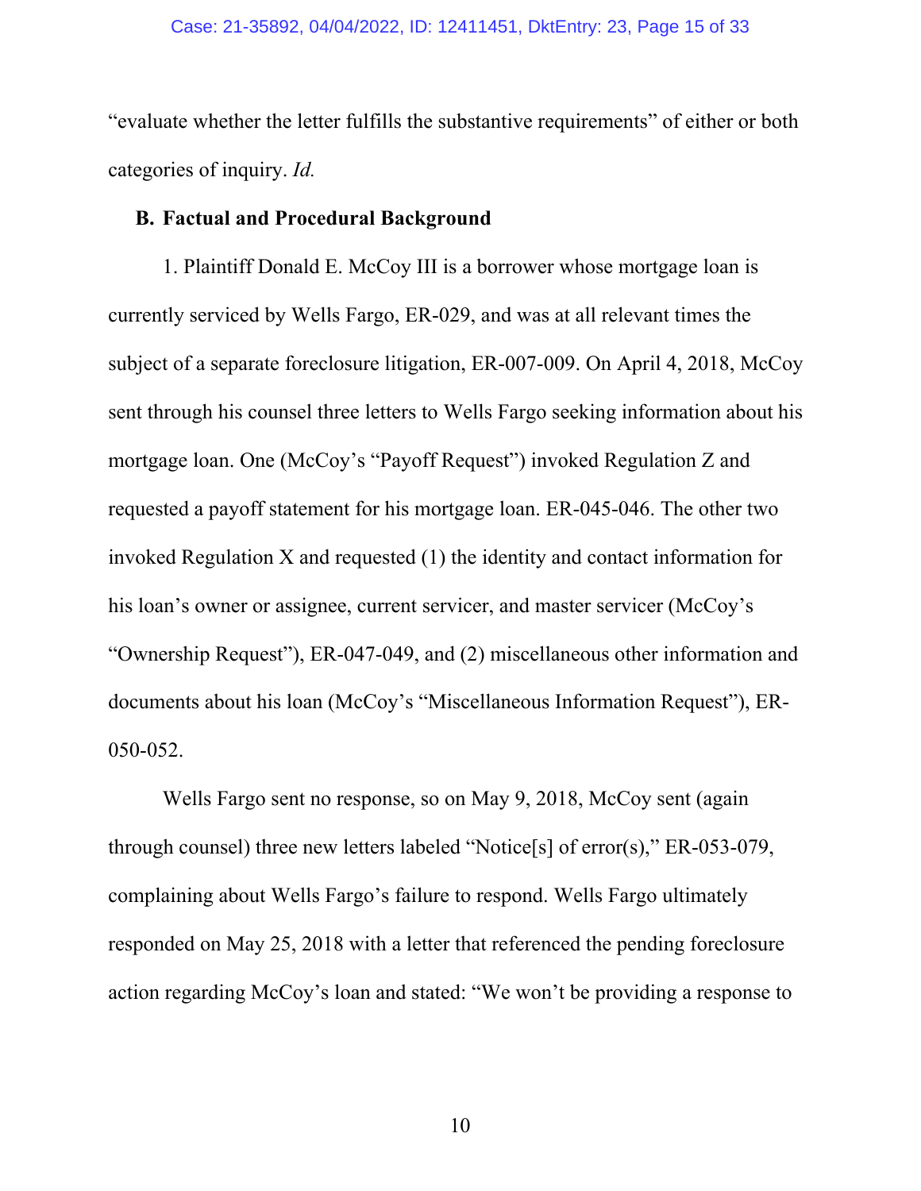"evaluate whether the letter fulfills the substantive requirements" of either or both categories of inquiry. *Id.*

### B. Factual and Procedural Background

1. Plaintiff Donald E. McCoy III is a borrower whose mortgage loan is currently serviced by Wells Fargo, ER-029, and was at all relevant times the subject of a separate foreclosure litigation, ER-007-009. On April 4, 2018, McCoy sent through his counsel three letters to Wells Fargo seeking information about his mortgage loan. One (McCoy's "Payoff Request") invoked Regulation Z and requested a payoff statement for his mortgage loan. ER-045-046. The other two invoked Regulation X and requested (1) the identity and contact information for his loan's owner or assignee, current servicer, and master servicer (McCoy's "Ownership Request"), ER-047-049, and (2) miscellaneous other information and documents about his loan (McCoy's "Miscellaneous Information Request"), ER-050-052.

Wells Fargo sent no response, so on May 9, 2018, McCoy sent (again through counsel) three new letters labeled "Notice[s] of error(s)," ER-053-079, complaining about Wells Fargo's failure to respond. Wells Fargo ultimately responded on May 25, 2018 with a letter that referenced the pending foreclosure action regarding McCoy's loan and stated: "We won't be providing a response to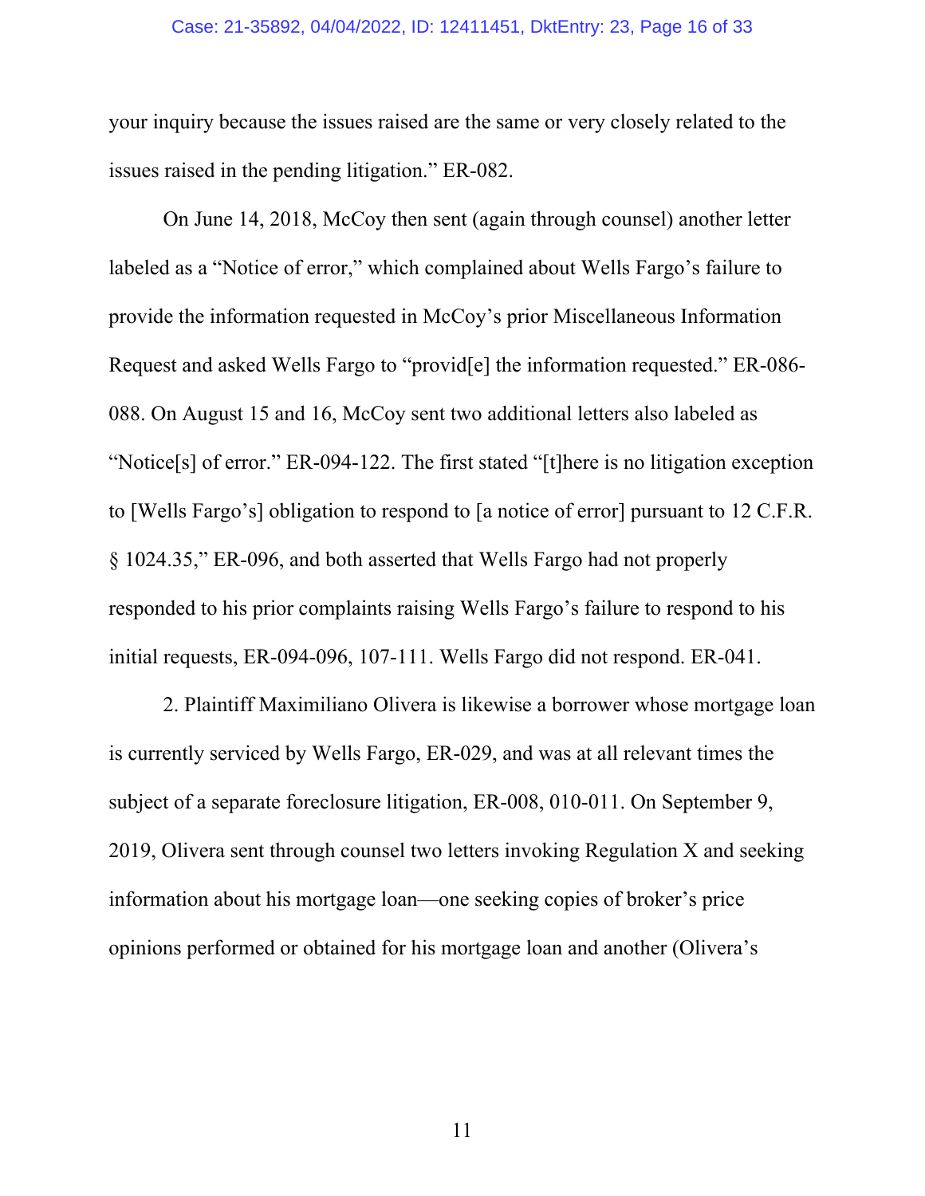your inquiry because the issues raised are the same or very closely related to the issues raised in the pending litigation." ER-082.

On June 14, 2018, McCoy then sent (again through counsel) another letter labeled as a "Notice of error," which complained about Wells Fargo's failure to provide the information requested in McCoy's prior Miscellaneous Information Request and asked Wells Fargo to "provid[e] the information requested." ER-086-088. On August 15 and 16, McCoy sent two additional letters also labeled as "Notice[s] of error." ER-094-122. The first stated "[t]here is no litigation exception to [Wells Fargo's] obligation to respond to [a notice of error] pursuant to 12 C.F.R. § 1024.35," ER-096, and both asserted that Wells Fargo had not properly responded to his prior complaints raising Wells Fargo's failure to respond to his initial requests, ER-094-096, 107-111. Wells Fargo did not respond. ER-041.

2. Plaintiff Maximiliano Olivera is likewise a borrower whose mortgage loan is currently serviced by Wells Fargo, ER-029, and was at all relevant times the subject of a separate foreclosure litigation, ER-008, 010-011. On September 9, 2019, Olivera sent through counsel two letters invoking Regulation X and seeking information about his mortgage loan—one seeking copies of broker's price opinions performed or obtained for his mortgage loan and another (Olivera's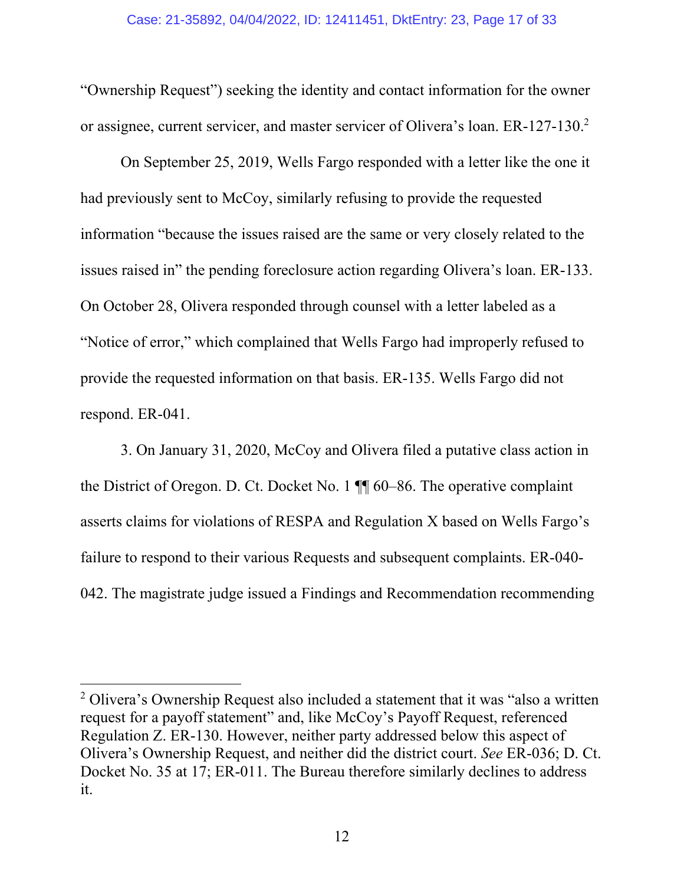"Ownership Request") seeking the identity and contact information for the owner or assignee, current servicer, and master servicer of Olivera's loan. ER-127-130.[2]

On September 25, 2019, Wells Fargo responded with a letter like the one it had previously sent to McCoy, similarly refusing to provide the requested information "because the issues raised are the same or very closely related to the issues raised in" the pending foreclosure action regarding Olivera's loan. ER-133. On October 28, Olivera responded through counsel with a letter labeled as a "Notice of error," which complained that Wells Fargo had improperly refused to provide the requested information on that basis. ER-135. Wells Fargo did not respond. ER-041.

3. On January 31, 2020, McCoy and Olivera filed a putative class action in the District of Oregon. D. Ct. Docket No. 1 ¶¶ 60–86. The operative complaint asserts claims for violations of RESPA and Regulation X based on Wells Fargo's failure to respond to their various Requests and subsequent complaints. ER-040-042. The magistrate judge issued a Findings and Recommendation recommending

---

[2] Olivera's Ownership Request also included a statement that it was "also a written request for a payoff statement" and, like McCoy's Payoff Request, referenced Regulation Z. ER-130. However, neither party addressed below this aspect of Olivera's Ownership Request, and neither did the district court. *See* ER-036; D. Ct. Docket No. 35 at 17; ER-011. The Bureau therefore similarly declines to address it.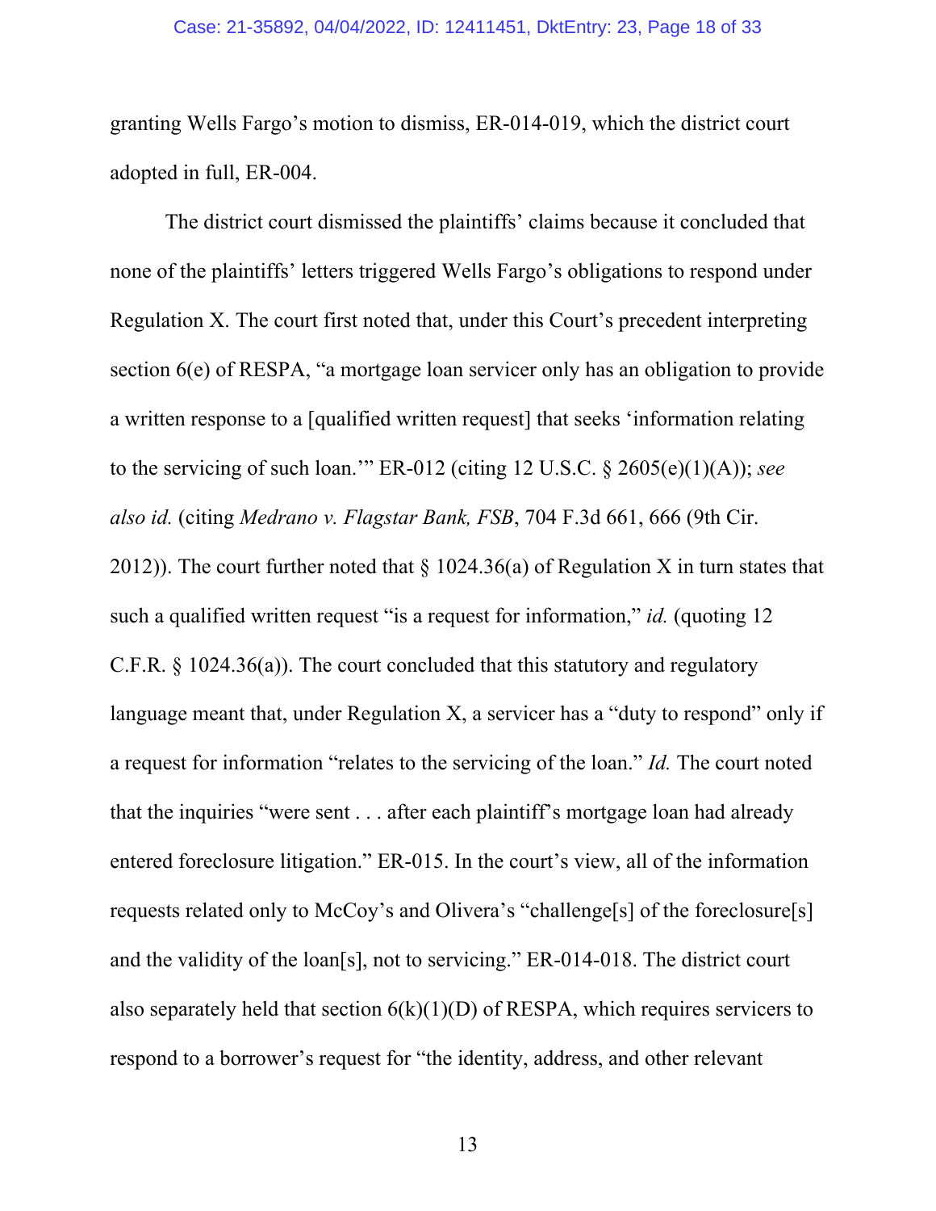granting Wells Fargo's motion to dismiss, ER-014-019, which the district court adopted in full, ER-004.

The district court dismissed the plaintiffs' claims because it concluded that none of the plaintiffs' letters triggered Wells Fargo's obligations to respond under Regulation X. The court first noted that, under this Court's precedent interpreting section 6(e) of RESPA, "a mortgage loan servicer only has an obligation to provide a written response to a [qualified written request] that seeks 'information relating to the servicing of such loan.'" ER-012 (citing 12 U.S.C. § 2605(e)(1)(A)); *see also id.* (citing *Medrano v. Flagstar Bank, FSB*, 704 F.3d 661, 666 (9th Cir. 2012)). The court further noted that § 1024.36(a) of Regulation X in turn states that such a qualified written request "is a request for information," *id.* (quoting 12 C.F.R. § 1024.36(a)). The court concluded that this statutory and regulatory language meant that, under Regulation X, a servicer has a "duty to respond" only if a request for information "relates to the servicing of the loan." *Id.* The court noted that the inquiries "were sent . . . after each plaintiff's mortgage loan had already entered foreclosure litigation." ER-015. In the court's view, all of the information requests related only to McCoy's and Olivera's "challenge[s] of the foreclosure[s] and the validity of the loan[s], not to servicing." ER-014-018. The district court also separately held that section 6(k)(1)(D) of RESPA, which requires servicers to respond to a borrower's request for "the identity, address, and other relevant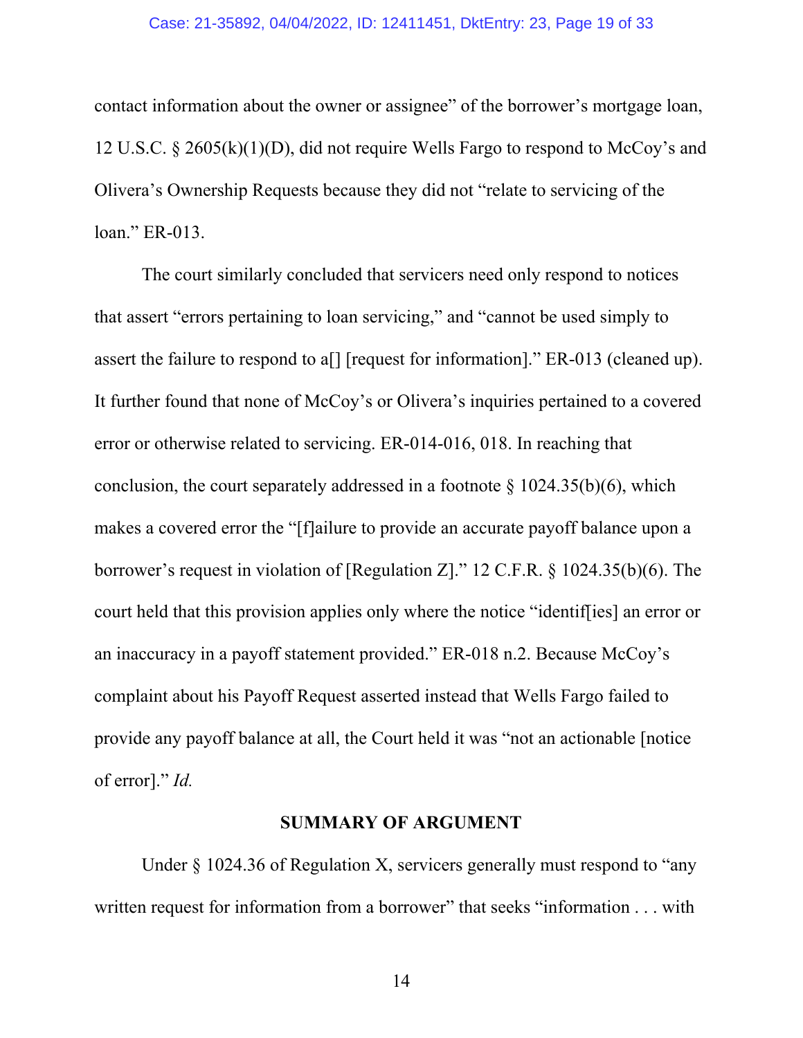contact information about the owner or assignee" of the borrower's mortgage loan, 12 U.S.C. § 2605(k)(1)(D), did not require Wells Fargo to respond to McCoy's and Olivera's Ownership Requests because they did not "relate to servicing of the loan." ER-013.

The court similarly concluded that servicers need only respond to notices that assert "errors pertaining to loan servicing," and "cannot be used simply to assert the failure to respond to a[] [request for information]." ER-013 (cleaned up). It further found that none of McCoy's or Olivera's inquiries pertained to a covered error or otherwise related to servicing. ER-014-016, 018. In reaching that conclusion, the court separately addressed in a footnote § 1024.35(b)(6), which makes a covered error the "[f]ailure to provide an accurate payoff balance upon a borrower's request in violation of [Regulation Z]." 12 C.F.R. § 1024.35(b)(6). The court held that this provision applies only where the notice "identif[ies] an error or an inaccuracy in a payoff statement provided." ER-018 n.2. Because McCoy's complaint about his Payoff Request asserted instead that Wells Fargo failed to provide any payoff balance at all, the Court held it was "not an actionable [notice of error]." *Id.*

## SUMMARY OF ARGUMENT

Under § 1024.36 of Regulation X, servicers generally must respond to "any written request for information from a borrower" that seeks "information . . . with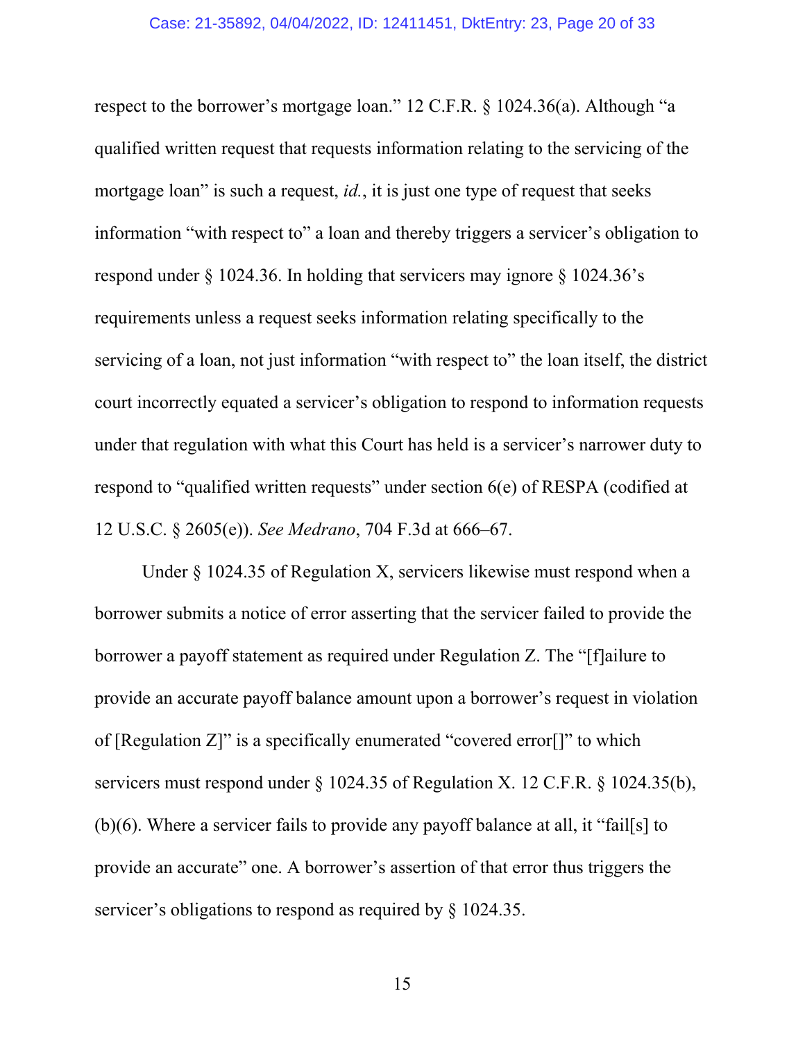respect to the borrower's mortgage loan." 12 C.F.R. § 1024.36(a). Although "a qualified written request that requests information relating to the servicing of the mortgage loan" is such a request, *id.*, it is just one type of request that seeks information "with respect to" a loan and thereby triggers a servicer's obligation to respond under § 1024.36. In holding that servicers may ignore § 1024.36's requirements unless a request seeks information relating specifically to the servicing of a loan, not just information "with respect to" the loan itself, the district court incorrectly equated a servicer's obligation to respond to information requests under that regulation with what this Court has held is a servicer's narrower duty to respond to "qualified written requests" under section 6(e) of RESPA (codified at 12 U.S.C. § 2605(e)). *See Medrano*, 704 F.3d at 666–67.

Under § 1024.35 of Regulation X, servicers likewise must respond when a borrower submits a notice of error asserting that the servicer failed to provide the borrower a payoff statement as required under Regulation Z. The "[f]ailure to provide an accurate payoff balance amount upon a borrower's request in violation of [Regulation Z]" is a specifically enumerated "covered error[]" to which servicers must respond under § 1024.35 of Regulation X. 12 C.F.R. § 1024.35(b), (b)(6). Where a servicer fails to provide any payoff balance at all, it "fail[s] to provide an accurate" one. A borrower's assertion of that error thus triggers the servicer's obligations to respond as required by § 1024.35.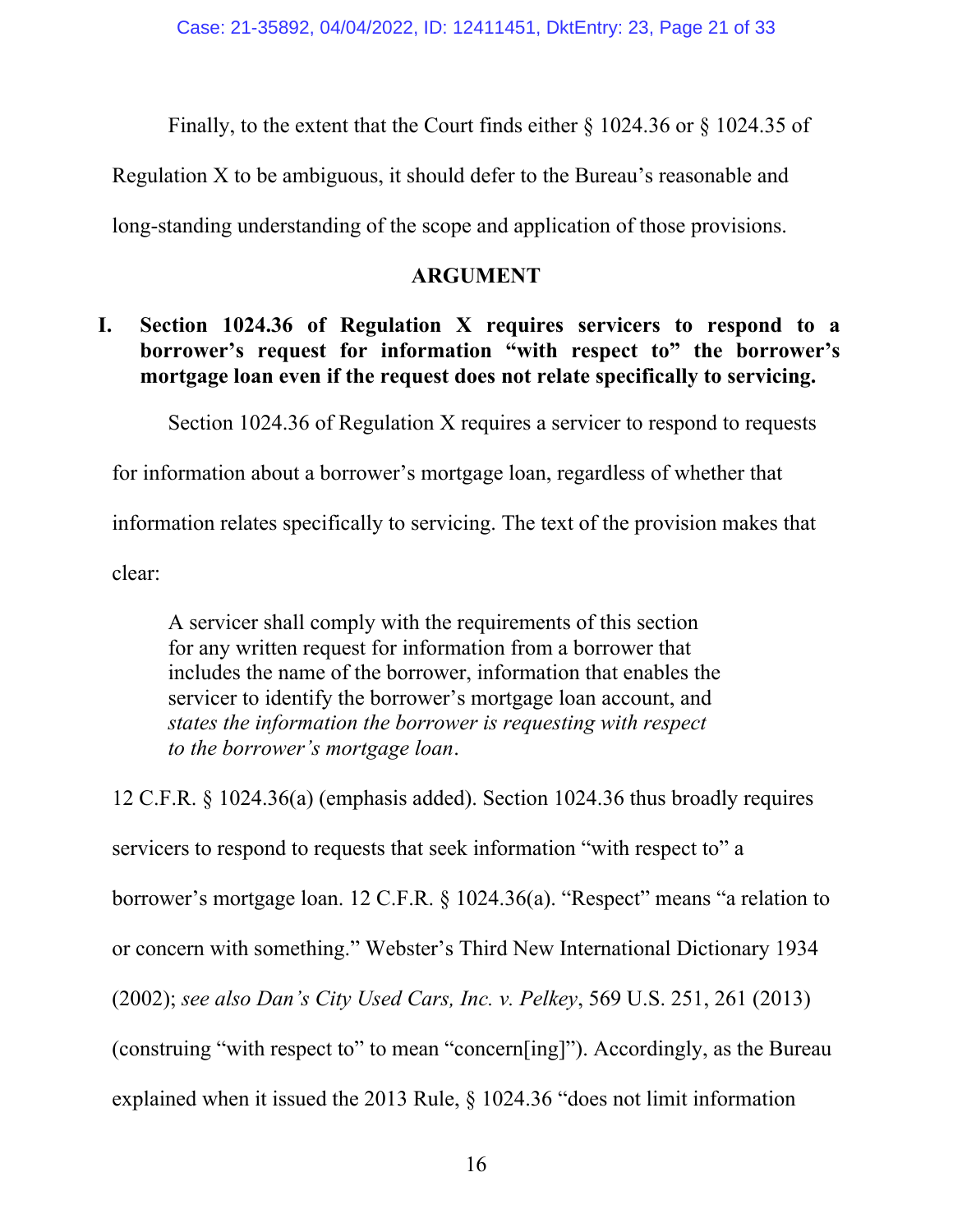Finally, to the extent that the Court finds either § 1024.36 or § 1024.35 of Regulation X to be ambiguous, it should defer to the Bureau's reasonable and long-standing understanding of the scope and application of those provisions.

## ARGUMENT

### I. Section 1024.36 of Regulation X requires servicers to respond to a borrower's request for information "with respect to" the borrower's mortgage loan even if the request does not relate specifically to servicing.

Section 1024.36 of Regulation X requires a servicer to respond to requests for information about a borrower's mortgage loan, regardless of whether that information relates specifically to servicing. The text of the provision makes that clear:

> A servicer shall comply with the requirements of this section for any written request for information from a borrower that includes the name of the borrower, information that enables the servicer to identify the borrower's mortgage loan account, and *states the information the borrower is requesting with respect to the borrower's mortgage loan*.

12 C.F.R. § 1024.36(a) (emphasis added). Section 1024.36 thus broadly requires servicers to respond to requests that seek information "with respect to" a borrower's mortgage loan. 12 C.F.R. § 1024.36(a). "Respect" means "a relation to or concern with something." Webster's Third New International Dictionary 1934 (2002); *see also Dan's City Used Cars, Inc. v. Pelkey*, 569 U.S. 251, 261 (2013) (construing "with respect to" to mean "concern[ing]"). Accordingly, as the Bureau explained when it issued the 2013 Rule, § 1024.36 "does not limit information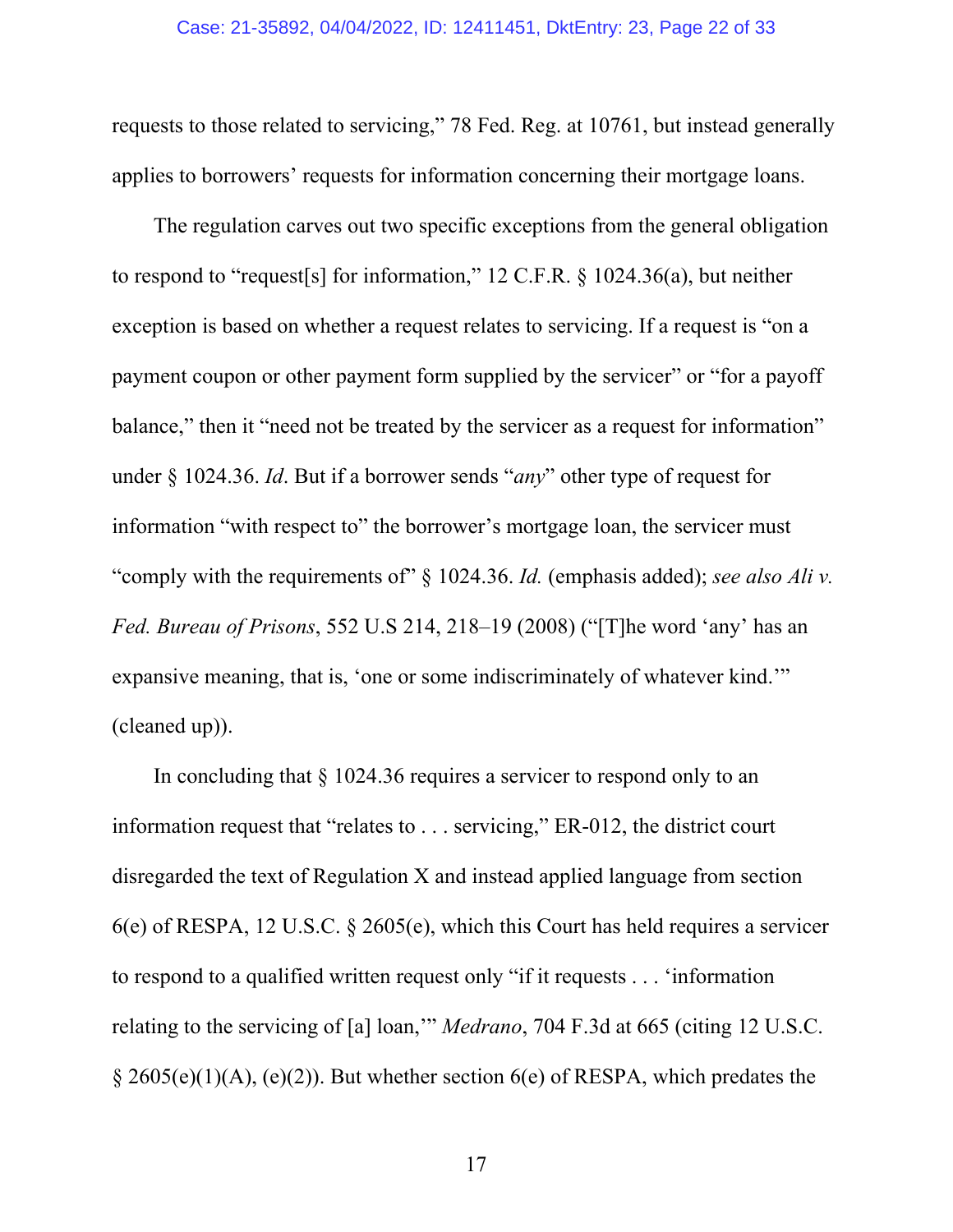requests to those related to servicing," 78 Fed. Reg. at 10761, but instead generally applies to borrowers' requests for information concerning their mortgage loans.

The regulation carves out two specific exceptions from the general obligation to respond to "request[s] for information," 12 C.F.R. § 1024.36(a), but neither exception is based on whether a request relates to servicing. If a request is "on a payment coupon or other payment form supplied by the servicer" or "for a payoff balance," then it "need not be treated by the servicer as a request for information" under § 1024.36. *Id*. But if a borrower sends "*any*" other type of request for information "with respect to" the borrower's mortgage loan, the servicer must "comply with the requirements of" § 1024.36. *Id.* (emphasis added); *see also Ali v. Fed. Bureau of Prisons*, 552 U.S 214, 218–19 (2008) ("[T]he word 'any' has an expansive meaning, that is, 'one or some indiscriminately of whatever kind.'" (cleaned up)).

In concluding that § 1024.36 requires a servicer to respond only to an information request that "relates to . . . servicing," ER-012, the district court disregarded the text of Regulation X and instead applied language from section 6(e) of RESPA, 12 U.S.C. § 2605(e), which this Court has held requires a servicer to respond to a qualified written request only "if it requests . . . 'information relating to the servicing of [a] loan,'" *Medrano*, 704 F.3d at 665 (citing 12 U.S.C. § 2605(e)(1)(A), (e)(2)). But whether section 6(e) of RESPA, which predates the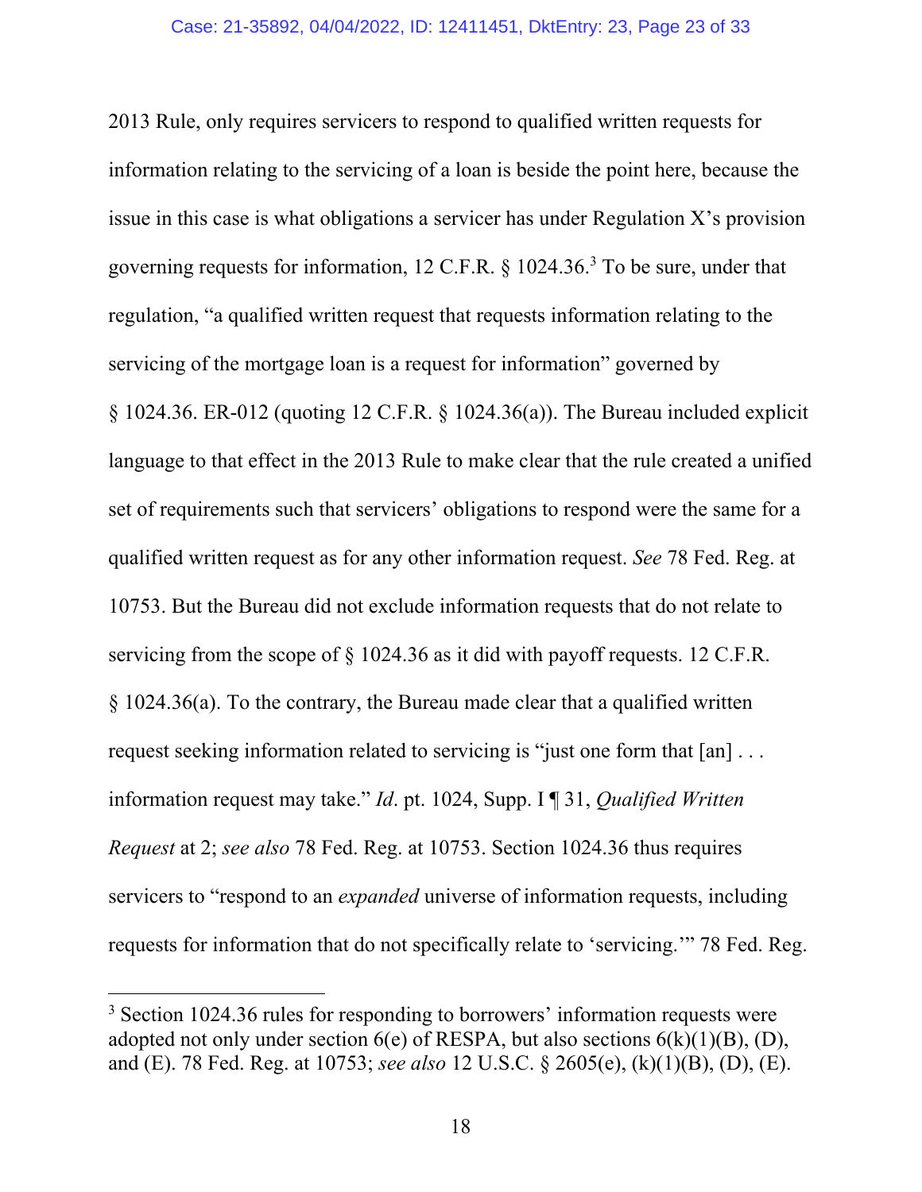2013 Rule, only requires servicers to respond to qualified written requests for information relating to the servicing of a loan is beside the point here, because the issue in this case is what obligations a servicer has under Regulation X's provision governing requests for information, 12 C.F.R. § 1024.36.[3] To be sure, under that regulation, "a qualified written request that requests information relating to the servicing of the mortgage loan is a request for information" governed by § 1024.36. ER-012 (quoting 12 C.F.R. § 1024.36(a)). The Bureau included explicit language to that effect in the 2013 Rule to make clear that the rule created a unified set of requirements such that servicers' obligations to respond were the same for a qualified written request as for any other information request. *See* 78 Fed. Reg. at 10753. But the Bureau did not exclude information requests that do not relate to servicing from the scope of § 1024.36 as it did with payoff requests. 12 C.F.R. § 1024.36(a). To the contrary, the Bureau made clear that a qualified written request seeking information related to servicing is "just one form that [an] . . . information request may take." *Id*. pt. 1024, Supp. I ¶ 31, *Qualified Written Request* at 2; *see also* 78 Fed. Reg. at 10753. Section 1024.36 thus requires servicers to "respond to an *expanded* universe of information requests, including requests for information that do not specifically relate to 'servicing.'" 78 Fed. Reg.

---

[3] Section 1024.36 rules for responding to borrowers' information requests were adopted not only under section 6(e) of RESPA, but also sections 6(k)(1)(B), (D), and (E). 78 Fed. Reg. at 10753; *see also* 12 U.S.C. § 2605(e), (k)(1)(B), (D), (E).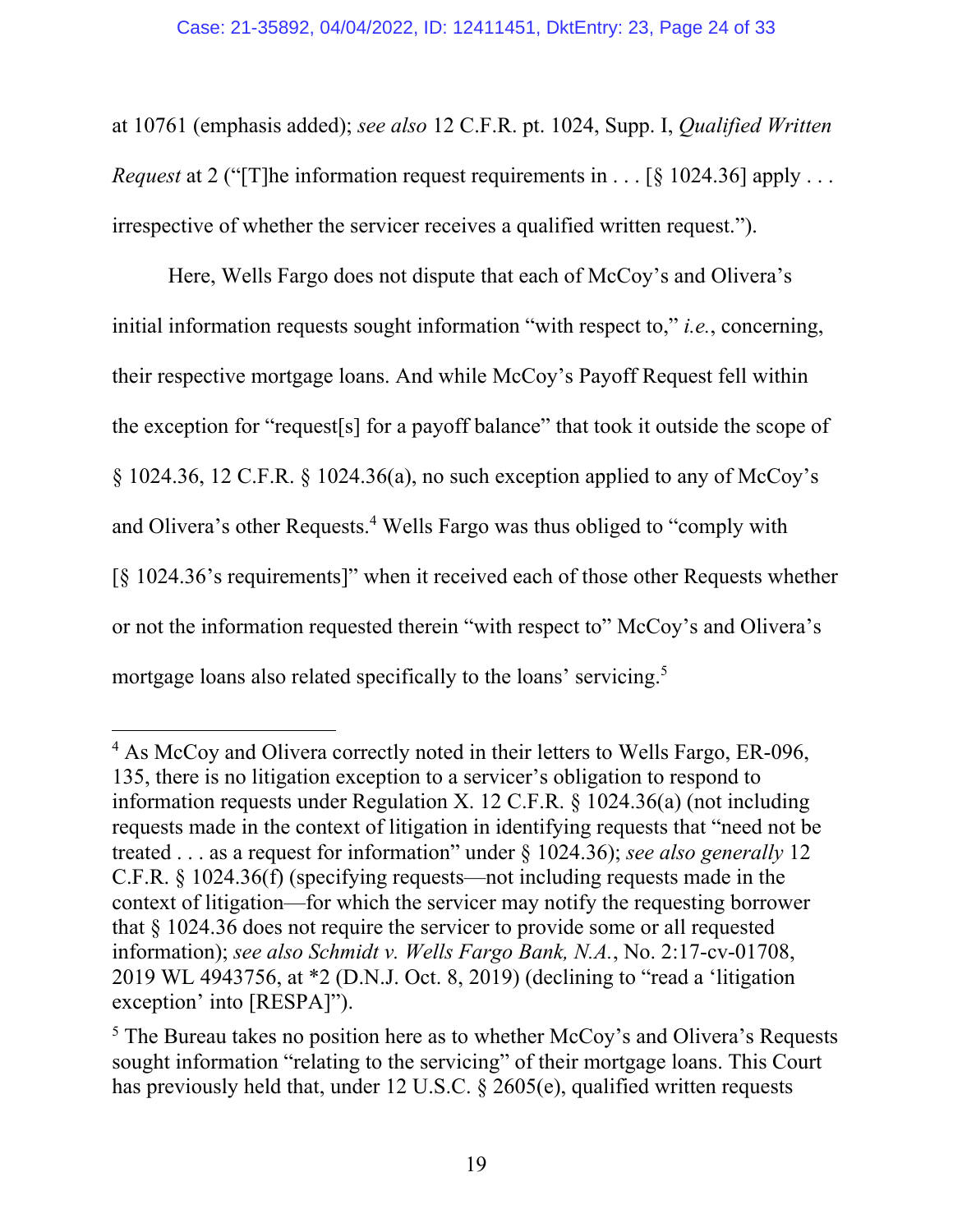at 10761 (emphasis added); *see also* 12 C.F.R. pt. 1024, Supp. I, *Qualified Written Request* at 2 ("[T]he information request requirements in . . . [§ 1024.36] apply . . . irrespective of whether the servicer receives a qualified written request.").

Here, Wells Fargo does not dispute that each of McCoy's and Olivera's initial information requests sought information "with respect to," *i.e.*, concerning, their respective mortgage loans. And while McCoy's Payoff Request fell within the exception for "request[s] for a payoff balance" that took it outside the scope of § 1024.36, 12 C.F.R. § 1024.36(a), no such exception applied to any of McCoy's and Olivera's other Requests.[4] Wells Fargo was thus obliged to "comply with [§ 1024.36's requirements]" when it received each of those other Requests whether or not the information requested therein "with respect to" McCoy's and Olivera's mortgage loans also related specifically to the loans' servicing.[5]

---

[4] As McCoy and Olivera correctly noted in their letters to Wells Fargo, ER-096, 135, there is no litigation exception to a servicer's obligation to respond to information requests under Regulation X. 12 C.F.R. § 1024.36(a) (not including requests made in the context of litigation in identifying requests that "need not be treated . . . as a request for information" under § 1024.36); *see also generally* 12 C.F.R. § 1024.36(f) (specifying requests—not including requests made in the context of litigation—for which the servicer may notify the requesting borrower that § 1024.36 does not require the servicer to provide some or all requested information); *see also Schmidt v. Wells Fargo Bank, N.A.*, No. 2:17-cv-01708, 2019 WL 4943756, at *2 (D.N.J. Oct. 8, 2019) (declining to "read a 'litigation exception' into [RESPA]").

[5] The Bureau takes no position here as to whether McCoy's and Olivera's Requests sought information "relating to the servicing" of their mortgage loans. This Court has previously held that, under 12 U.S.C. § 2605(e), qualified written requests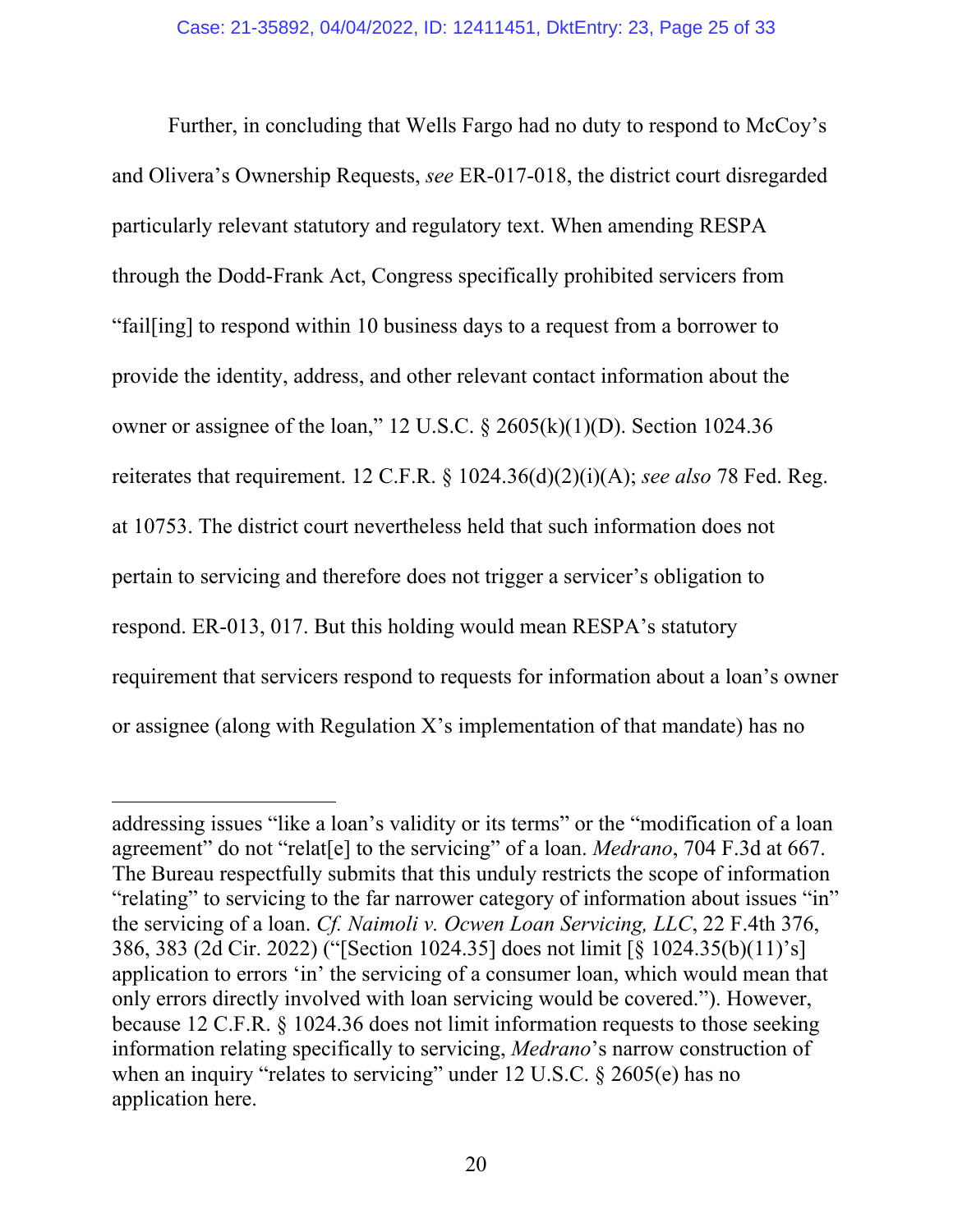Further, in concluding that Wells Fargo had no duty to respond to McCoy's and Olivera's Ownership Requests, *see* ER-017-018, the district court disregarded particularly relevant statutory and regulatory text. When amending RESPA through the Dodd-Frank Act, Congress specifically prohibited servicers from "fail[ing] to respond within 10 business days to a request from a borrower to provide the identity, address, and other relevant contact information about the owner or assignee of the loan," 12 U.S.C. § 2605(k)(1)(D). Section 1024.36 reiterates that requirement. 12 C.F.R. § 1024.36(d)(2)(i)(A); *see also* 78 Fed. Reg. at 10753. The district court nevertheless held that such information does not pertain to servicing and therefore does not trigger a servicer's obligation to respond. ER-013, 017. But this holding would mean RESPA's statutory requirement that servicers respond to requests for information about a loan's owner or assignee (along with Regulation X's implementation of that mandate) has no

---

addressing issues "like a loan's validity or its terms" or the "modification of a loan agreement" do not "relat[e] to the servicing" of a loan. *Medrano*, 704 F.3d at 667. The Bureau respectfully submits that this unduly restricts the scope of information "relating" to servicing to the far narrower category of information about issues "in" the servicing of a loan. *Cf. Naimoli v. Ocwen Loan Servicing, LLC*, 22 F.4th 376, 386, 383 (2d Cir. 2022) ("[Section 1024.35] does not limit [§ 1024.35(b)(11)'s] application to errors 'in' the servicing of a consumer loan, which would mean that only errors directly involved with loan servicing would be covered."). However, because 12 C.F.R. § 1024.36 does not limit information requests to those seeking information relating specifically to servicing, *Medrano*'s narrow construction of when an inquiry "relates to servicing" under 12 U.S.C. § 2605(e) has no application here.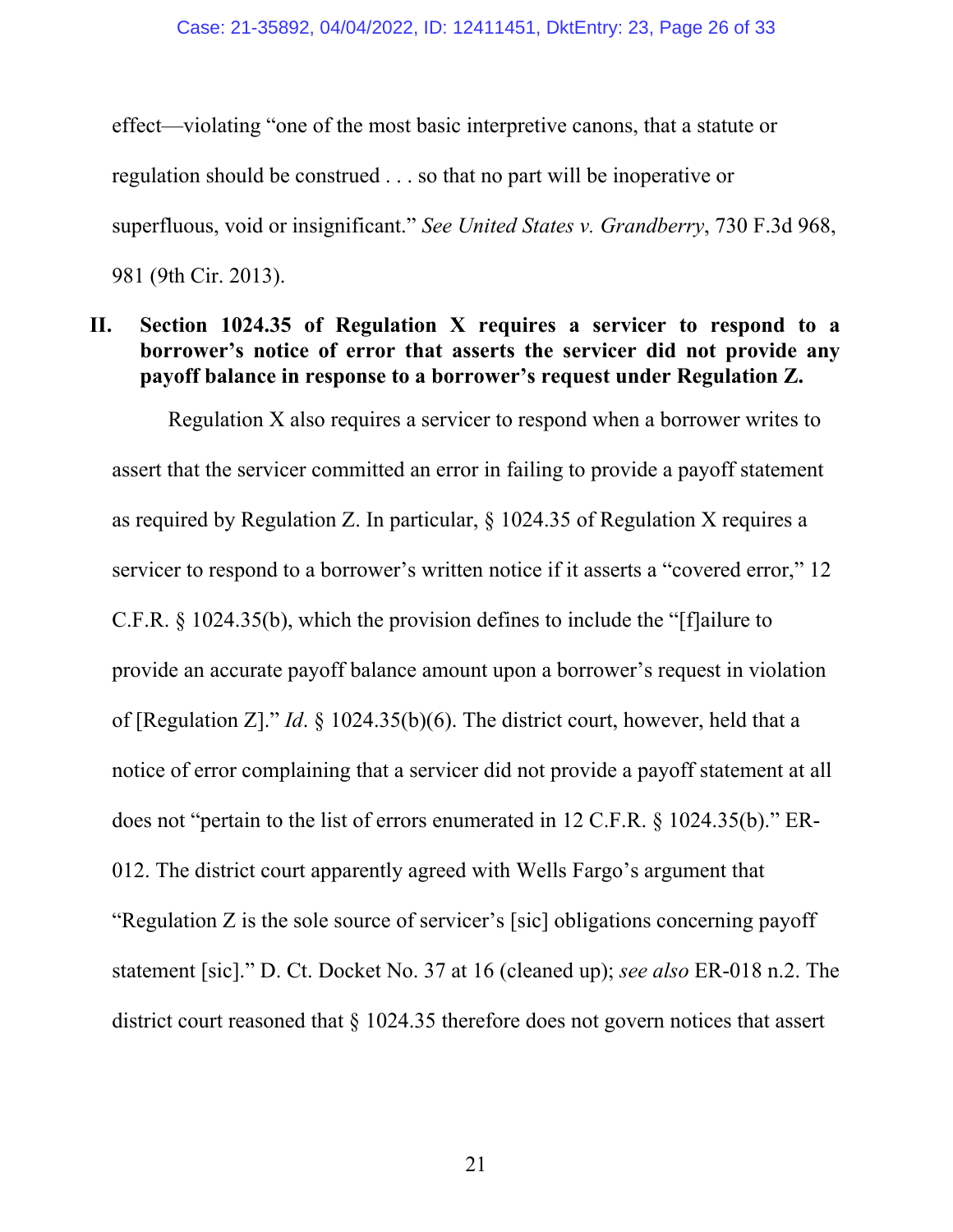effect—violating "one of the most basic interpretive canons, that a statute or regulation should be construed . . . so that no part will be inoperative or superfluous, void or insignificant." *See United States v. Grandberry*, 730 F.3d 968, 981 (9th Cir. 2013).

## II. Section 1024.35 of Regulation X requires a servicer to respond to a borrower's notice of error that asserts the servicer did not provide any payoff balance in response to a borrower's request under Regulation Z.

Regulation X also requires a servicer to respond when a borrower writes to assert that the servicer committed an error in failing to provide a payoff statement as required by Regulation Z. In particular, § 1024.35 of Regulation X requires a servicer to respond to a borrower's written notice if it asserts a "covered error," 12 C.F.R. § 1024.35(b), which the provision defines to include the "[f]ailure to provide an accurate payoff balance amount upon a borrower's request in violation of [Regulation Z]." *Id*. § 1024.35(b)(6). The district court, however, held that a notice of error complaining that a servicer did not provide a payoff statement at all does not "pertain to the list of errors enumerated in 12 C.F.R. § 1024.35(b)." ER-012. The district court apparently agreed with Wells Fargo's argument that "Regulation Z is the sole source of servicer's [sic] obligations concerning payoff statement [sic]." D. Ct. Docket No. 37 at 16 (cleaned up); *see also* ER-018 n.2. The district court reasoned that § 1024.35 therefore does not govern notices that assert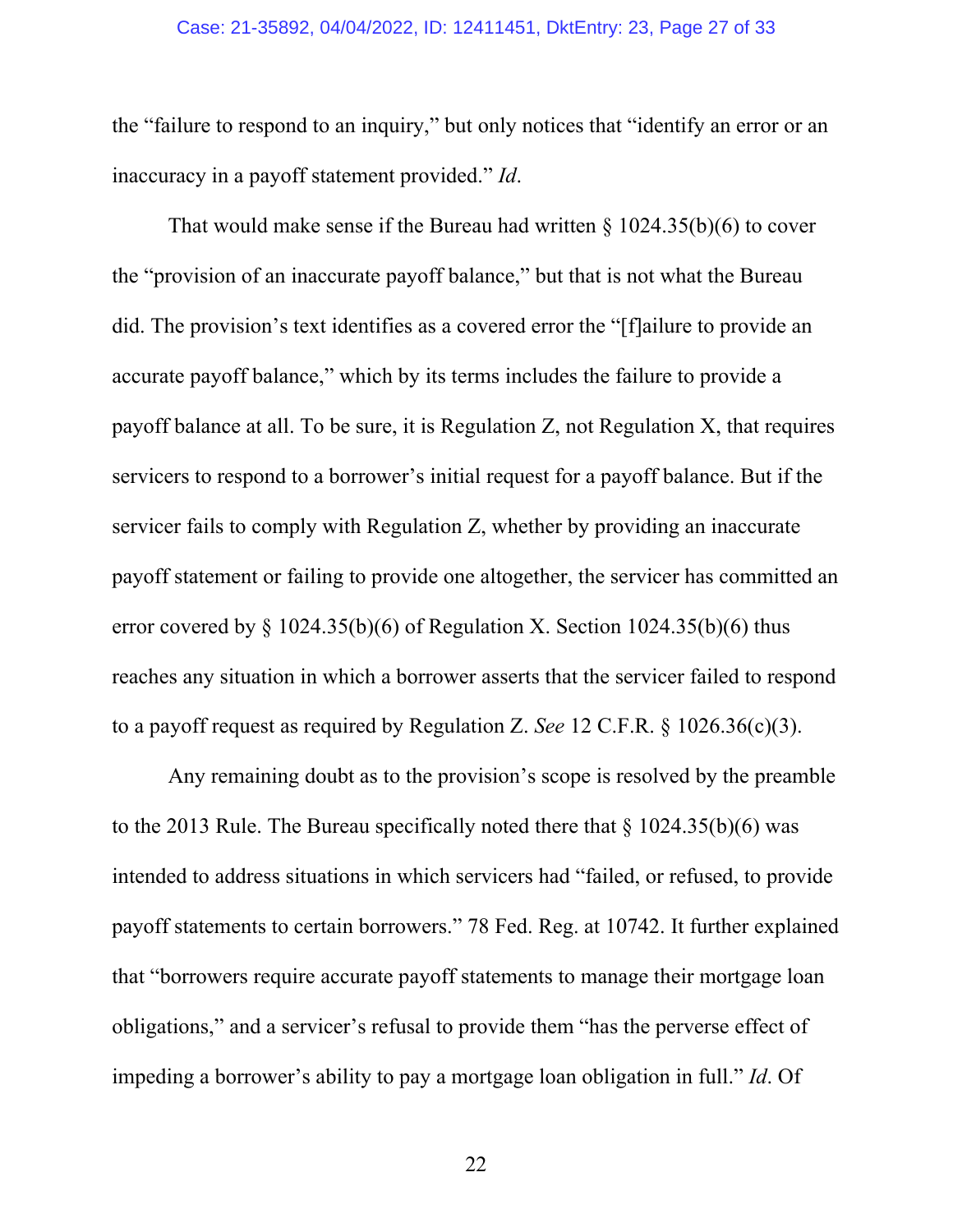the "failure to respond to an inquiry," but only notices that "identify an error or an inaccuracy in a payoff statement provided." *Id*.

That would make sense if the Bureau had written § 1024.35(b)(6) to cover the "provision of an inaccurate payoff balance," but that is not what the Bureau did. The provision's text identifies as a covered error the "[f]ailure to provide an accurate payoff balance," which by its terms includes the failure to provide a payoff balance at all. To be sure, it is Regulation Z, not Regulation X, that requires servicers to respond to a borrower's initial request for a payoff balance. But if the servicer fails to comply with Regulation Z, whether by providing an inaccurate payoff statement or failing to provide one altogether, the servicer has committed an error covered by § 1024.35(b)(6) of Regulation X. Section 1024.35(b)(6) thus reaches any situation in which a borrower asserts that the servicer failed to respond to a payoff request as required by Regulation Z. *See* 12 C.F.R. § 1026.36(c)(3).

Any remaining doubt as to the provision's scope is resolved by the preamble to the 2013 Rule. The Bureau specifically noted there that § 1024.35(b)(6) was intended to address situations in which servicers had "failed, or refused, to provide payoff statements to certain borrowers." 78 Fed. Reg. at 10742. It further explained that "borrowers require accurate payoff statements to manage their mortgage loan obligations," and a servicer's refusal to provide them "has the perverse effect of impeding a borrower's ability to pay a mortgage loan obligation in full." *Id*. Of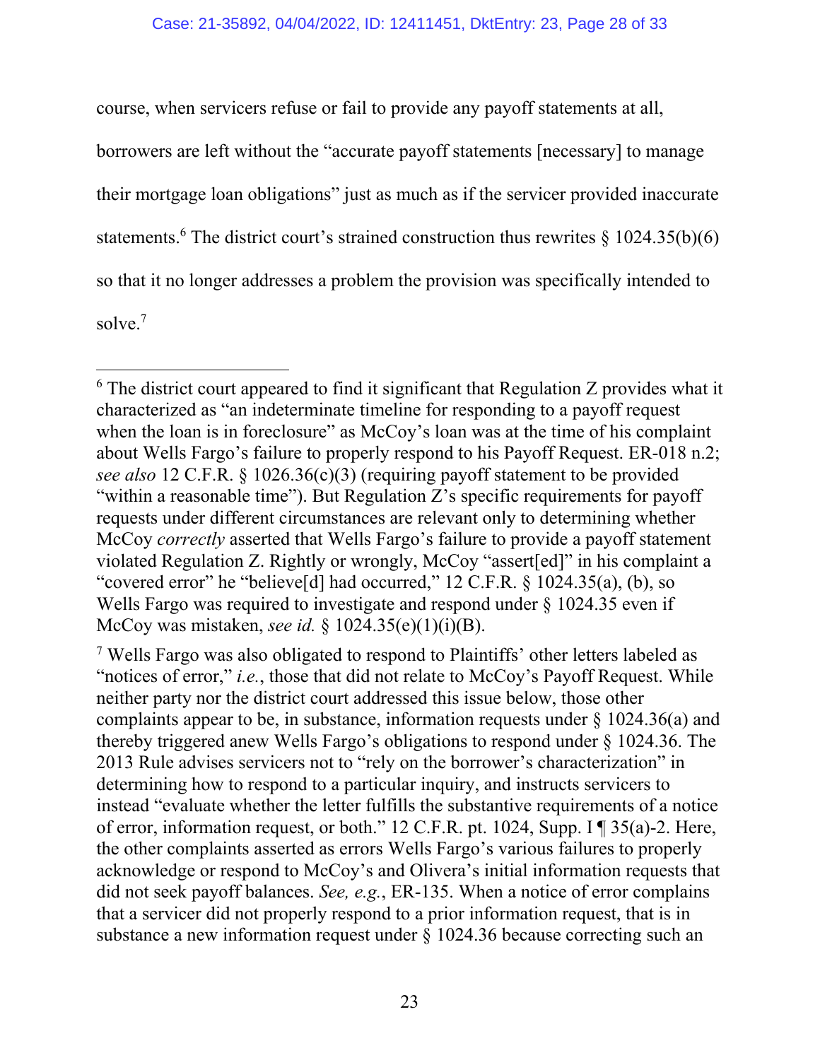course, when servicers refuse or fail to provide any payoff statements at all, borrowers are left without the "accurate payoff statements [necessary] to manage their mortgage loan obligations" just as much as if the servicer provided inaccurate statements.[6] The district court's strained construction thus rewrites § 1024.35(b)(6) so that it no longer addresses a problem the provision was specifically intended to solve.[7]

---

[6] The district court appeared to find it significant that Regulation Z provides what it characterized as "an indeterminate timeline for responding to a payoff request when the loan is in foreclosure" as McCoy's loan was at the time of his complaint about Wells Fargo's failure to properly respond to his Payoff Request. ER-018 n.2; *see also* 12 C.F.R. § 1026.36(c)(3) (requiring payoff statement to be provided "within a reasonable time"). But Regulation Z's specific requirements for payoff requests under different circumstances are relevant only to determining whether McCoy *correctly* asserted that Wells Fargo's failure to provide a payoff statement violated Regulation Z. Rightly or wrongly, McCoy "assert[ed]" in his complaint a "covered error" he "believe[d] had occurred," 12 C.F.R. § 1024.35(a), (b), so Wells Fargo was required to investigate and respond under § 1024.35 even if McCoy was mistaken, *see id.* § 1024.35(e)(1)(i)(B).

[7] Wells Fargo was also obligated to respond to Plaintiffs' other letters labeled as "notices of error," *i.e.*, those that did not relate to McCoy's Payoff Request. While neither party nor the district court addressed this issue below, those other complaints appear to be, in substance, information requests under § 1024.36(a) and thereby triggered anew Wells Fargo's obligations to respond under § 1024.36. The 2013 Rule advises servicers not to "rely on the borrower's characterization" in determining how to respond to a particular inquiry, and instructs servicers to instead "evaluate whether the letter fulfills the substantive requirements of a notice of error, information request, or both." 12 C.F.R. pt. 1024, Supp. I ¶ 35(a)-2. Here, the other complaints asserted as errors Wells Fargo's various failures to properly acknowledge or respond to McCoy's and Olivera's initial information requests that did not seek payoff balances. *See, e.g.*, ER-135. When a notice of error complains that a servicer did not properly respond to a prior information request, that is in substance a new information request under § 1024.36 because correcting such an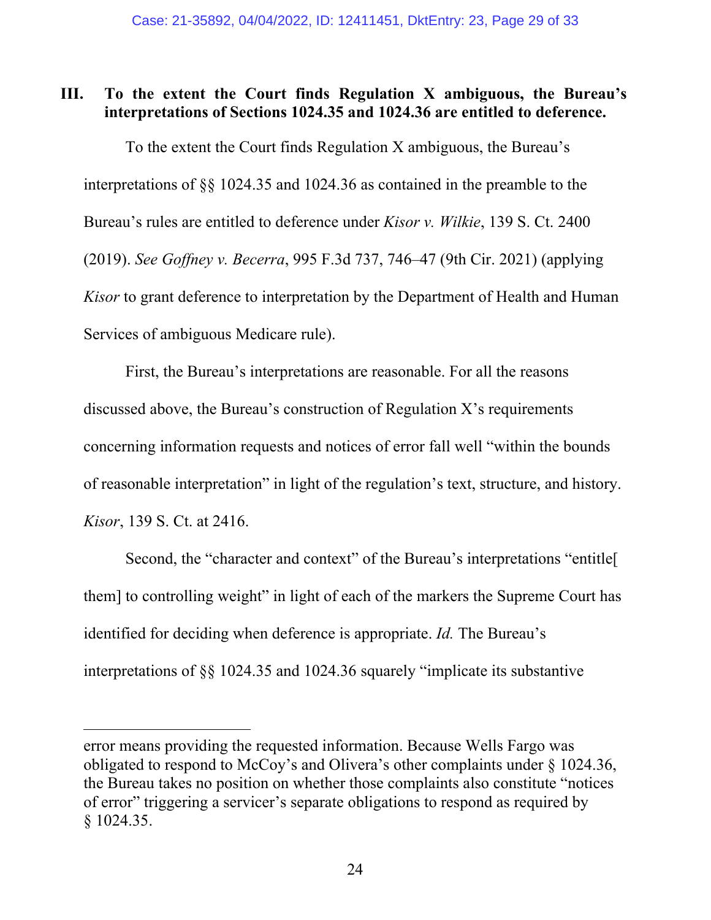## III. To the extent the Court finds Regulation X ambiguous, the Bureau's interpretations of Sections 1024.35 and 1024.36 are entitled to deference.

To the extent the Court finds Regulation X ambiguous, the Bureau's interpretations of §§ 1024.35 and 1024.36 as contained in the preamble to the Bureau's rules are entitled to deference under *Kisor v. Wilkie*, 139 S. Ct. 2400 (2019). *See Goffney v. Becerra*, 995 F.3d 737, 746–47 (9th Cir. 2021) (applying *Kisor* to grant deference to interpretation by the Department of Health and Human Services of ambiguous Medicare rule).

First, the Bureau's interpretations are reasonable. For all the reasons discussed above, the Bureau's construction of Regulation X's requirements concerning information requests and notices of error fall well "within the bounds of reasonable interpretation" in light of the regulation's text, structure, and history. *Kisor*, 139 S. Ct. at 2416.

Second, the "character and context" of the Bureau's interpretations "entitle[ them] to controlling weight" in light of each of the markers the Supreme Court has identified for deciding when deference is appropriate. *Id.* The Bureau's interpretations of §§ 1024.35 and 1024.36 squarely "implicate its substantive

---

error means providing the requested information. Because Wells Fargo was obligated to respond to McCoy's and Olivera's other complaints under § 1024.36, the Bureau takes no position on whether those complaints also constitute "notices of error" triggering a servicer's separate obligations to respond as required by § 1024.35.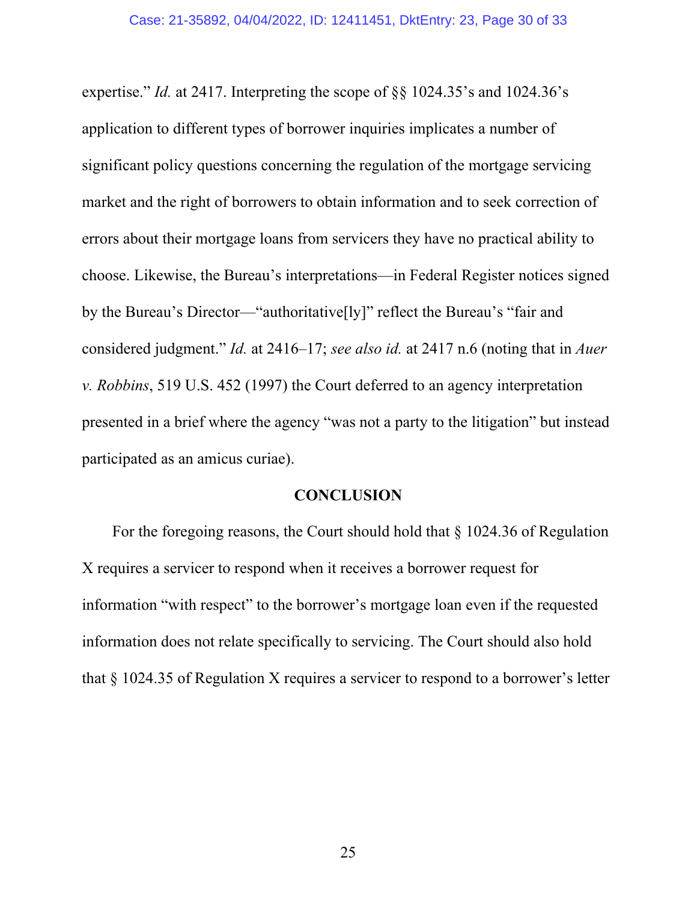expertise." *Id.* at 2417. Interpreting the scope of §§ 1024.35's and 1024.36's application to different types of borrower inquiries implicates a number of significant policy questions concerning the regulation of the mortgage servicing market and the right of borrowers to obtain information and to seek correction of errors about their mortgage loans from servicers they have no practical ability to choose. Likewise, the Bureau's interpretations—in Federal Register notices signed by the Bureau's Director—"authoritative[ly]" reflect the Bureau's "fair and considered judgment." *Id.* at 2416–17; *see also id.* at 2417 n.6 (noting that in *Auer v. Robbins*, 519 U.S. 452 (1997) the Court deferred to an agency interpretation presented in a brief where the agency "was not a party to the litigation" but instead participated as an amicus curiae).

## CONCLUSION

For the foregoing reasons, the Court should hold that § 1024.36 of Regulation X requires a servicer to respond when it receives a borrower request for information "with respect" to the borrower's mortgage loan even if the requested information does not relate specifically to servicing. The Court should also hold that § 1024.35 of Regulation X requires a servicer to respond to a borrower's letter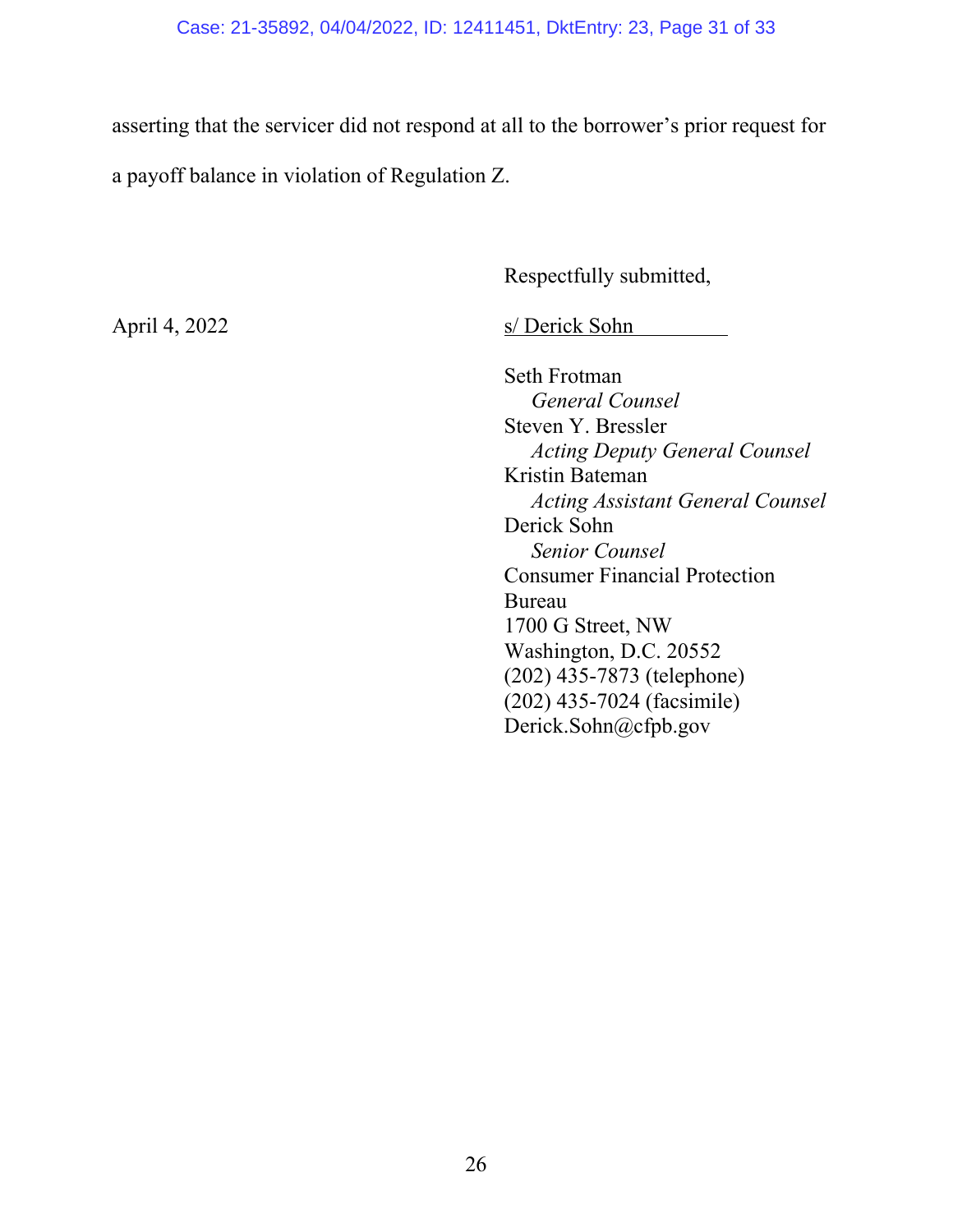asserting that the servicer did not respond at all to the borrower's prior request for a payoff balance in violation of Regulation Z.

Respectfully submitted,

April 4, 2022

s/ Derick Sohn

Seth Frotman
*General Counsel*
Steven Y. Bressler
*Acting Deputy General Counsel*
Kristin Bateman
*Acting Assistant General Counsel*
Derick Sohn
*Senior Counsel*
Consumer Financial Protection Bureau
1700 G Street, NW
Washington, D.C. 20552
(202) 435-7873 (telephone)
(202) 435-7024 (facsimile)
Derick.Sohn@cfpb.gov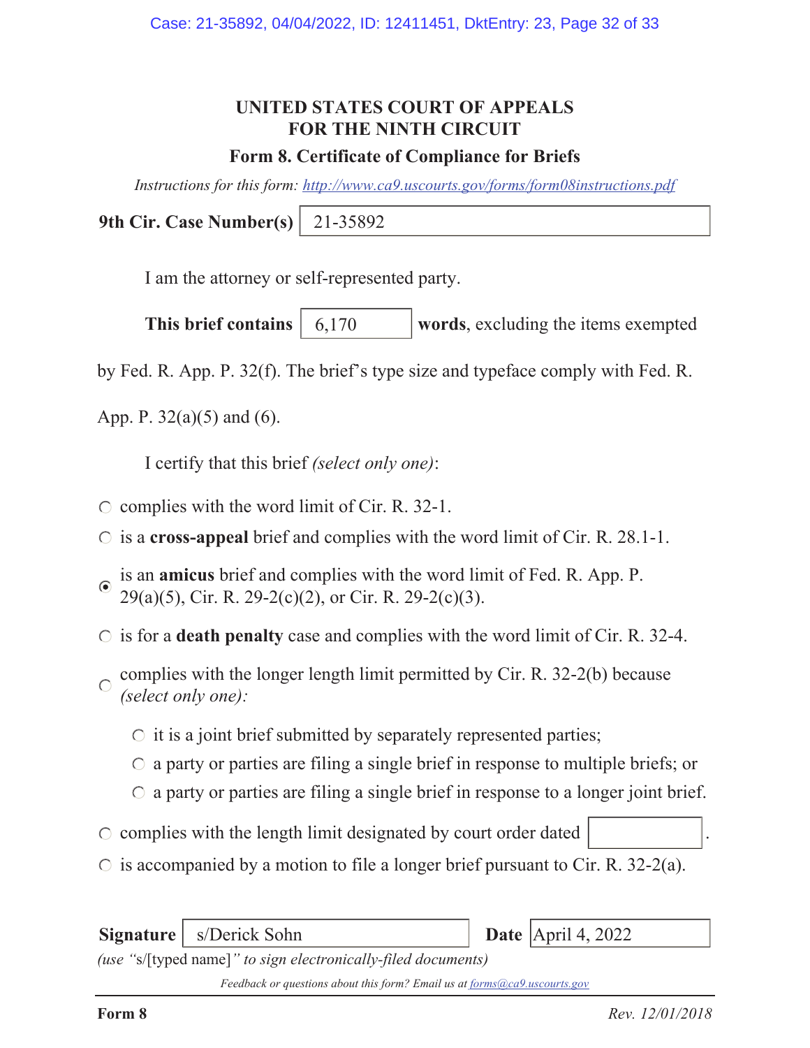**UNITED STATES COURT OF APPEALS**
**FOR THE NINTH CIRCUIT**

**Form 8. Certificate of Compliance for Briefs**

*Instructions for this form: http://www.ca9.uscourts.gov/forms/form08instructions.pdf*

**9th Cir. Case Number(s)** 21-35892

I am the attorney or self-represented party.

**This brief contains** 6,170 **words**, excluding the items exempted by Fed. R. App. P. 32(f). The brief's type size and typeface comply with Fed. R. App. P. 32(a)(5) and (6).

I certify that this brief *(select only one)*:

- ○ complies with the word limit of Cir. R. 32-1.
- ○ is a **cross-appeal** brief and complies with the word limit of Cir. R. 28.1-1.
- ◉ is an **amicus** brief and complies with the word limit of Fed. R. App. P. 29(a)(5), Cir. R. 29-2(c)(2), or Cir. R. 29-2(c)(3).
- ○ is for a **death penalty** case and complies with the word limit of Cir. R. 32-4.
- ○ complies with the longer length limit permitted by Cir. R. 32-2(b) because *(select only one)*:
  - ○ it is a joint brief submitted by separately represented parties;
  - ○ a party or parties are filing a single brief in response to multiple briefs; or
  - ○ a party or parties are filing a single brief in response to a longer joint brief.
- ○ complies with the length limit designated by court order dated ______.
- ○ is accompanied by a motion to file a longer brief pursuant to Cir. R. 32-2(a).

**Signature** s/Derick Sohn **Date** April 4, 2022

*(use "*s/[typed name]*" to sign electronically-filed documents)*

*Feedback or questions about this form? Email us at forms@ca9.uscourts.gov*

**Form 8** *Rev. 12/01/2018*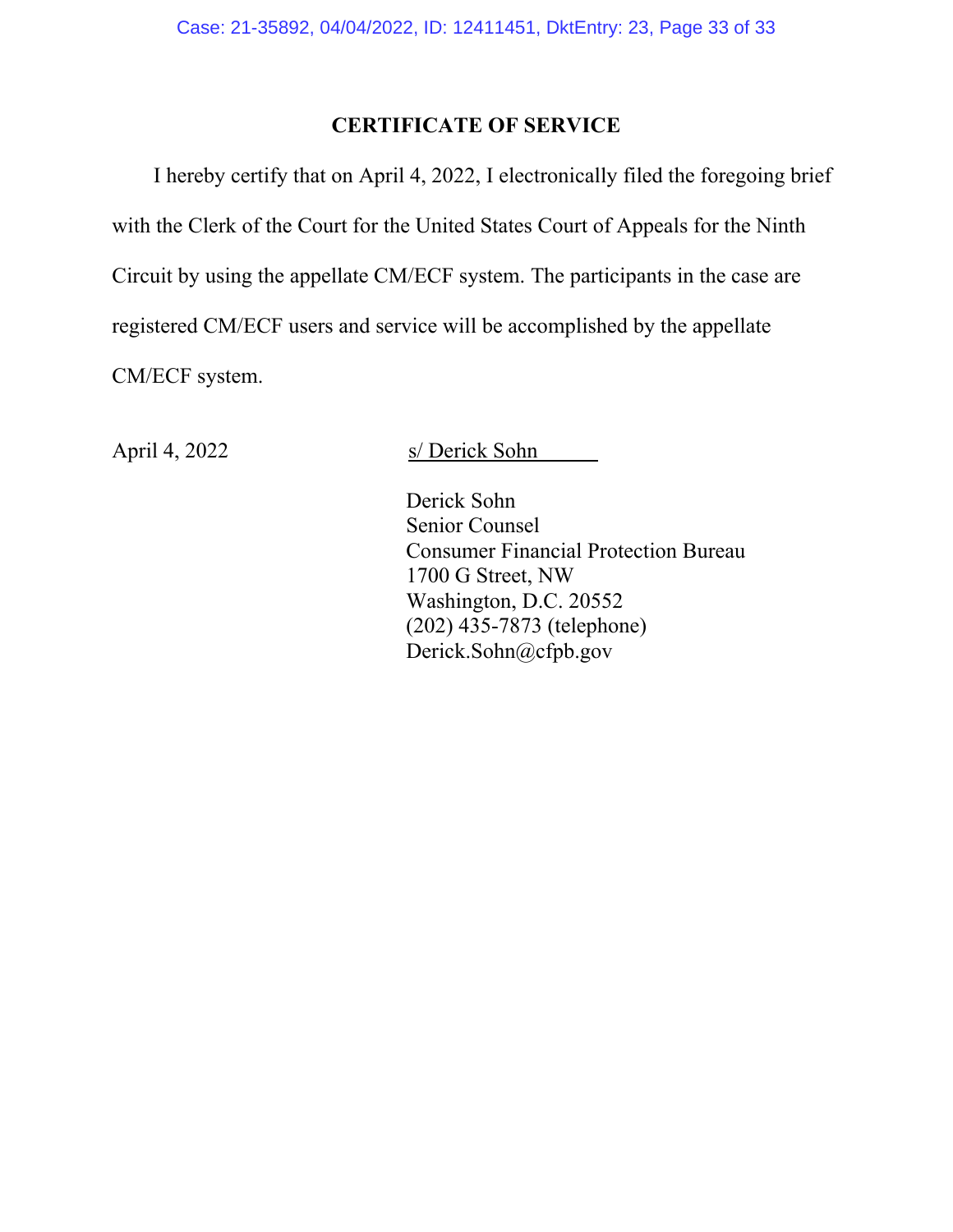## CERTIFICATE OF SERVICE

I hereby certify that on April 4, 2022, I electronically filed the foregoing brief with the Clerk of the Court for the United States Court of Appeals for the Ninth Circuit by using the appellate CM/ECF system. The participants in the case are registered CM/ECF users and service will be accomplished by the appellate CM/ECF system.

April 4, 2022

s/ Derick Sohn

Derick Sohn
Senior Counsel
Consumer Financial Protection Bureau
1700 G Street, NW
Washington, D.C. 20552
(202) 435-7873 (telephone)
Derick.Sohn@cfpb.gov